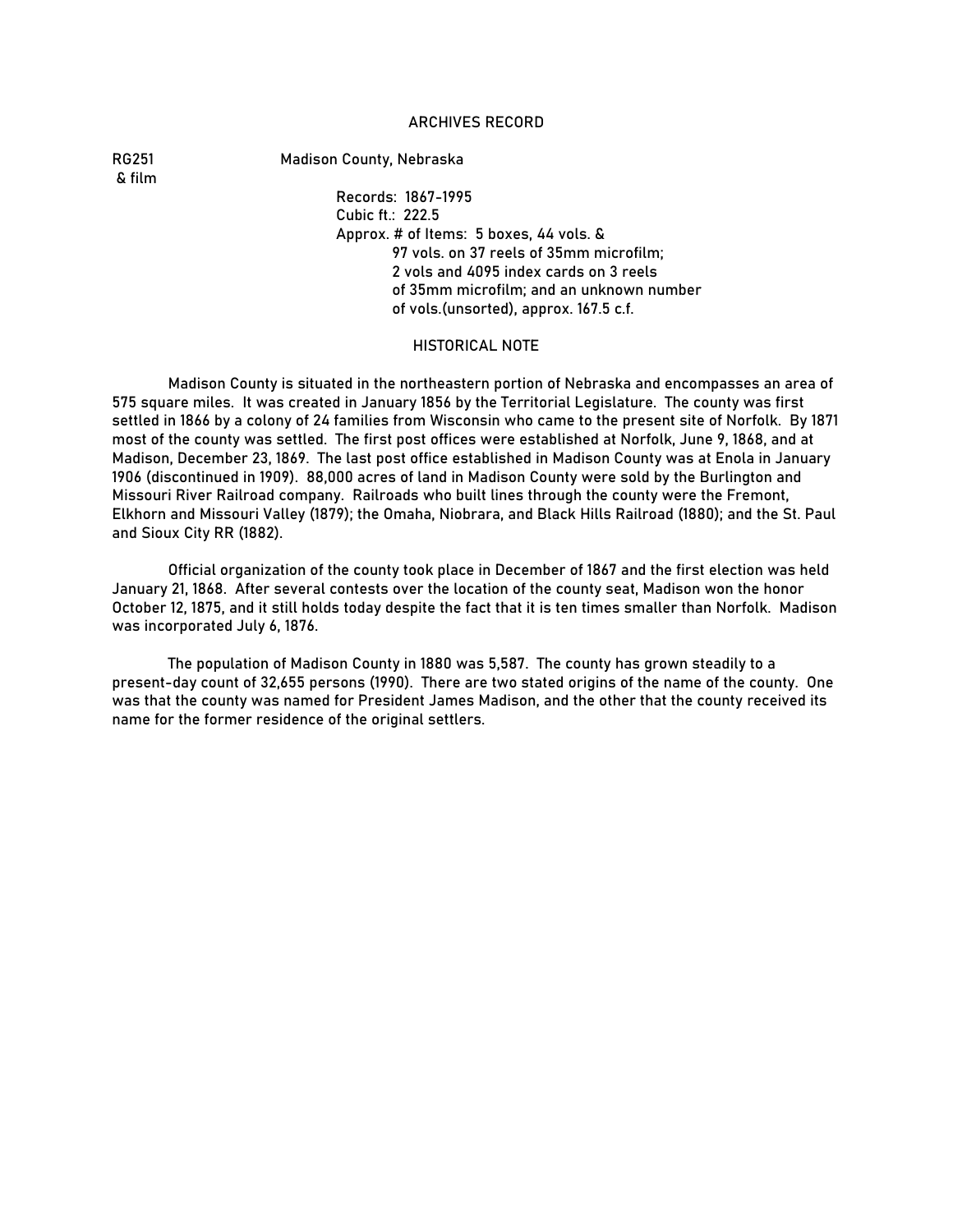# ARCHIVES RECORD

RG251 & film

Madison County, Nebraska

Records: 1867-1995
Cubic ft.: 222.5
Approx. # of Items: 5 boxes, 44 vols. & 97 vols. on 37 reels of 35mm microfilm; 2 vols and 4095 index cards on 3 reels of 35mm microfilm; and an unknown number of vols.(unsorted), approx. 167.5 c.f.

## HISTORICAL NOTE

Madison County is situated in the northeastern portion of Nebraska and encompasses an area of 575 square miles. It was created in January 1856 by the Territorial Legislature. The county was first settled in 1866 by a colony of 24 families from Wisconsin who came to the present site of Norfolk. By 1871 most of the county was settled. The first post offices were established at Norfolk, June 9, 1868, and at Madison, December 23, 1869. The last post office established in Madison County was at Enola in January 1906 (discontinued in 1909). 88,000 acres of land in Madison County were sold by the Burlington and Missouri River Railroad company. Railroads who built lines through the county were the Fremont, Elkhorn and Missouri Valley (1879); the Omaha, Niobrara, and Black Hills Railroad (1880); and the St. Paul and Sioux City RR (1882).

Official organization of the county took place in December of 1867 and the first election was held January 21, 1868. After several contests over the location of the county seat, Madison won the honor October 12, 1875, and it still holds today despite the fact that it is ten times smaller than Norfolk. Madison was incorporated July 6, 1876.

The population of Madison County in 1880 was 5,587. The county has grown steadily to a present-day count of 32,655 persons (1990). There are two stated origins of the name of the county. One was that the county was named for President James Madison, and the other that the county received its name for the former residence of the original settlers.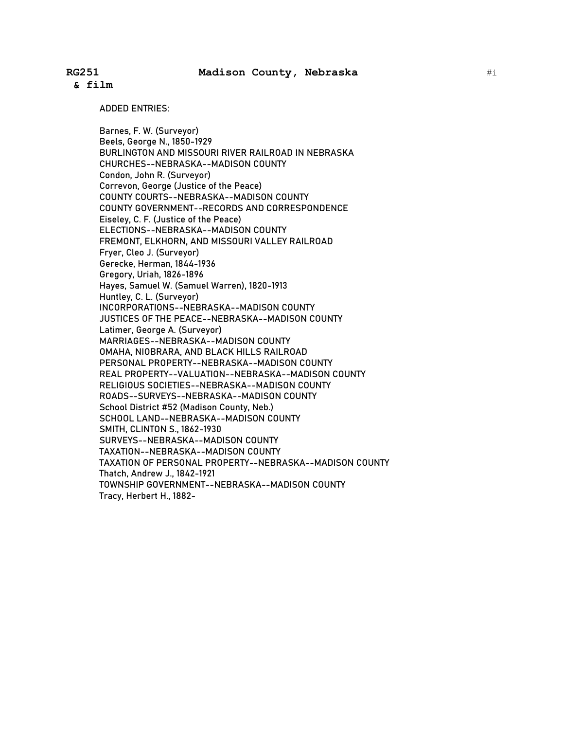**RG251 & film** **Madison County, Nebraska**

ADDED ENTRIES:

Barnes, F. W. (Surveyor)
Beels, George N., 1850-1929
BURLINGTON AND MISSOURI RIVER RAILROAD IN NEBRASKA
CHURCHES--NEBRASKA--MADISON COUNTY
Condon, John R. (Surveyor)
Correvon, George (Justice of the Peace)
COUNTY COURTS--NEBRASKA--MADISON COUNTY
COUNTY GOVERNMENT--RECORDS AND CORRESPONDENCE
Eiseley, C. F. (Justice of the Peace)
ELECTIONS--NEBRASKA--MADISON COUNTY
FREMONT, ELKHORN, AND MISSOURI VALLEY RAILROAD
Fryer, Cleo J. (Surveyor)
Gerecke, Herman, 1844-1936
Gregory, Uriah, 1826-1896
Hayes, Samuel W. (Samuel Warren), 1820-1913
Huntley, C. L. (Surveyor)
INCORPORATIONS--NEBRASKA--MADISON COUNTY
JUSTICES OF THE PEACE--NEBRASKA--MADISON COUNTY
Latimer, George A. (Surveyor)
MARRIAGES--NEBRASKA--MADISON COUNTY
OMAHA, NIOBRARA, AND BLACK HILLS RAILROAD
PERSONAL PROPERTY--NEBRASKA--MADISON COUNTY
REAL PROPERTY--VALUATION--NEBRASKA--MADISON COUNTY
RELIGIOUS SOCIETIES--NEBRASKA--MADISON COUNTY
ROADS--SURVEYS--NEBRASKA--MADISON COUNTY
School District #52 (Madison County, Neb.)
SCHOOL LAND--NEBRASKA--MADISON COUNTY
SMITH, CLINTON S., 1862-1930
SURVEYS--NEBRASKA--MADISON COUNTY
TAXATION--NEBRASKA--MADISON COUNTY
TAXATION OF PERSONAL PROPERTY--NEBRASKA--MADISON COUNTY
Thatch, Andrew J., 1842-1921
TOWNSHIP GOVERNMENT--NEBRASKA--MADISON COUNTY
Tracy, Herbert H., 1882-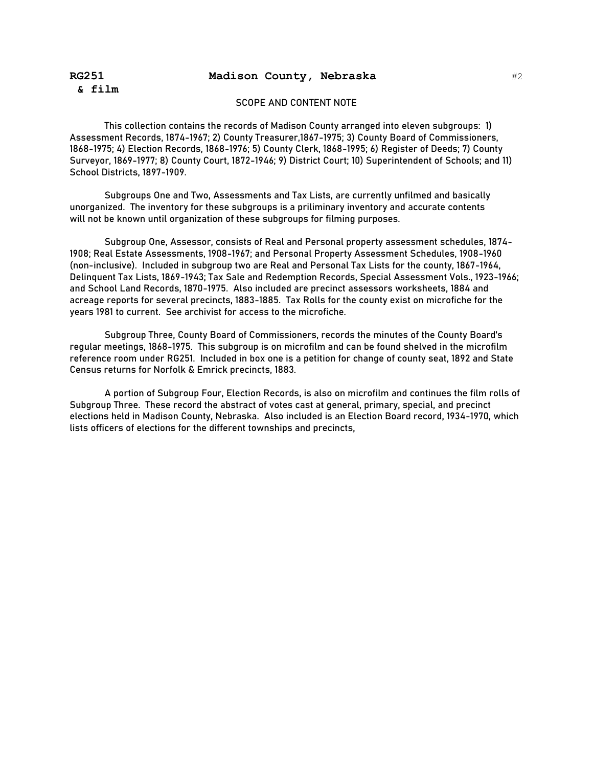**RG251**
**& film**

**Madison County, Nebraska**

SCOPE AND CONTENT NOTE

This collection contains the records of Madison County arranged into eleven subgroups: 1) Assessment Records, 1874-1967; 2) County Treasurer,1867-1975; 3) County Board of Commissioners, 1868-1975; 4) Election Records, 1868-1976; 5) County Clerk, 1868-1995; 6) Register of Deeds; 7) County Surveyor, 1869-1977; 8) County Court, 1872-1946; 9) District Court; 10) Superintendent of Schools; and 11) School Districts, 1897-1909.

Subgroups One and Two, Assessments and Tax Lists, are currently unfilmed and basically unorganized. The inventory for these subgroups is a priliminary inventory and accurate contents will not be known until organization of these subgroups for filming purposes.

Subgroup One, Assessor, consists of Real and Personal property assessment schedules, 1874-1908; Real Estate Assessments, 1908-1967; and Personal Property Assessment Schedules, 1908-1960 (non-inclusive). Included in subgroup two are Real and Personal Tax Lists for the county, 1867-1964, Delinquent Tax Lists, 1869-1943; Tax Sale and Redemption Records, Special Assessment Vols., 1923-1966; and School Land Records, 1870-1975. Also included are precinct assessors worksheets, 1884 and acreage reports for several precincts, 1883-1885. Tax Rolls for the county exist on microfiche for the years 1981 to current. See archivist for access to the microfiche.

Subgroup Three, County Board of Commissioners, records the minutes of the County Board's regular meetings, 1868-1975. This subgroup is on microfilm and can be found shelved in the microfilm reference room under RG251. Included in box one is a petition for change of county seat, 1892 and State Census returns for Norfolk & Emrick precincts, 1883.

A portion of Subgroup Four, Election Records, is also on microfilm and continues the film rolls of Subgroup Three. These record the abstract of votes cast at general, primary, special, and precinct elections held in Madison County, Nebraska. Also included is an Election Board record, 1934-1970, which lists officers of elections for the different townships and precincts,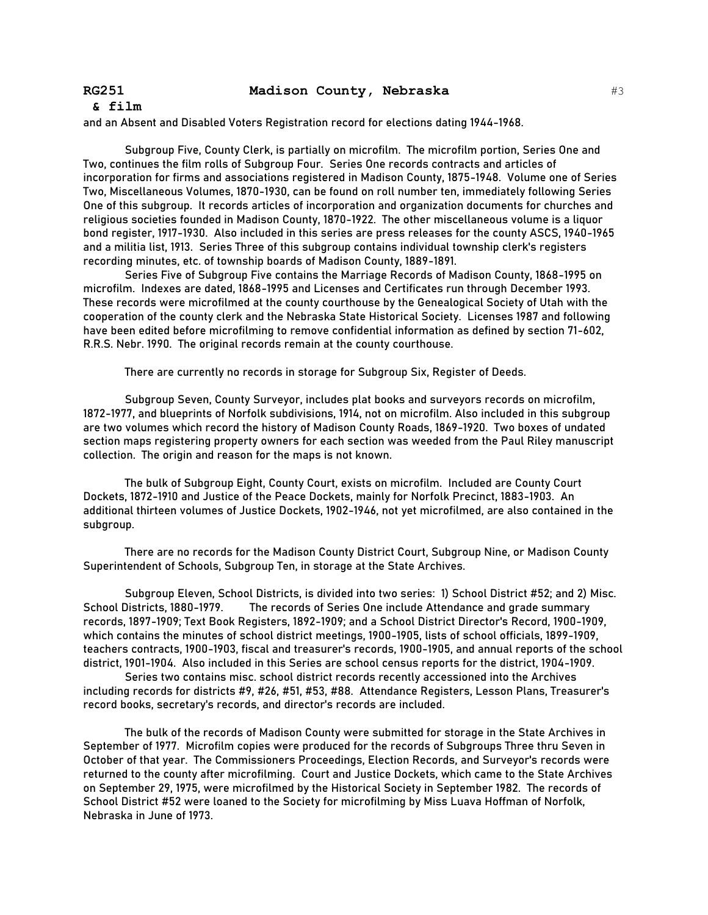and an Absent and Disabled Voters Registration record for elections dating 1944-1968.

Subgroup Five, County Clerk, is partially on microfilm. The microfilm portion, Series One and Two, continues the film rolls of Subgroup Four. Series One records contracts and articles of incorporation for firms and associations registered in Madison County, 1875-1948. Volume one of Series Two, Miscellaneous Volumes, 1870-1930, can be found on roll number ten, immediately following Series One of this subgroup. It records articles of incorporation and organization documents for churches and religious societies founded in Madison County, 1870-1922. The other miscellaneous volume is a liquor bond register, 1917-1930. Also included in this series are press releases for the county ASCS, 1940-1965 and a militia list, 1913. Series Three of this subgroup contains individual township clerk's registers recording minutes, etc. of township boards of Madison County, 1889-1891.

Series Five of Subgroup Five contains the Marriage Records of Madison County, 1868-1995 on microfilm. Indexes are dated, 1868-1995 and Licenses and Certificates run through December 1993. These records were microfilmed at the county courthouse by the Genealogical Society of Utah with the cooperation of the county clerk and the Nebraska State Historical Society. Licenses 1987 and following have been edited before microfilming to remove confidential information as defined by section 71-602, R.R.S. Nebr. 1990. The original records remain at the county courthouse.

There are currently no records in storage for Subgroup Six, Register of Deeds.

Subgroup Seven, County Surveyor, includes plat books and surveyors records on microfilm, 1872-1977, and blueprints of Norfolk subdivisions, 1914, not on microfilm. Also included in this subgroup are two volumes which record the history of Madison County Roads, 1869-1920. Two boxes of undated section maps registering property owners for each section was weeded from the Paul Riley manuscript collection. The origin and reason for the maps is not known.

The bulk of Subgroup Eight, County Court, exists on microfilm. Included are County Court Dockets, 1872-1910 and Justice of the Peace Dockets, mainly for Norfolk Precinct, 1883-1903. An additional thirteen volumes of Justice Dockets, 1902-1946, not yet microfilmed, are also contained in the subgroup.

There are no records for the Madison County District Court, Subgroup Nine, or Madison County Superintendent of Schools, Subgroup Ten, in storage at the State Archives.

Subgroup Eleven, School Districts, is divided into two series: 1) School District #52; and 2) Misc. School Districts, 1880-1979. The records of Series One include Attendance and grade summary records, 1897-1909; Text Book Registers, 1892-1909; and a School District Director's Record, 1900-1909, which contains the minutes of school district meetings, 1900-1905, lists of school officials, 1899-1909, teachers contracts, 1900-1903, fiscal and treasurer's records, 1900-1905, and annual reports of the school district, 1901-1904. Also included in this Series are school census reports for the district, 1904-1909.

Series two contains misc. school district records recently accessioned into the Archives including records for districts #9, #26, #51, #53, #88. Attendance Registers, Lesson Plans, Treasurer's record books, secretary's records, and director's records are included.

The bulk of the records of Madison County were submitted for storage in the State Archives in September of 1977. Microfilm copies were produced for the records of Subgroups Three thru Seven in October of that year. The Commissioners Proceedings, Election Records, and Surveyor's records were returned to the county after microfilming. Court and Justice Dockets, which came to the State Archives on September 29, 1975, were microfilmed by the Historical Society in September 1982. The records of School District #52 were loaned to the Society for microfilming by Miss Luava Hoffman of Norfolk, Nebraska in June of 1973.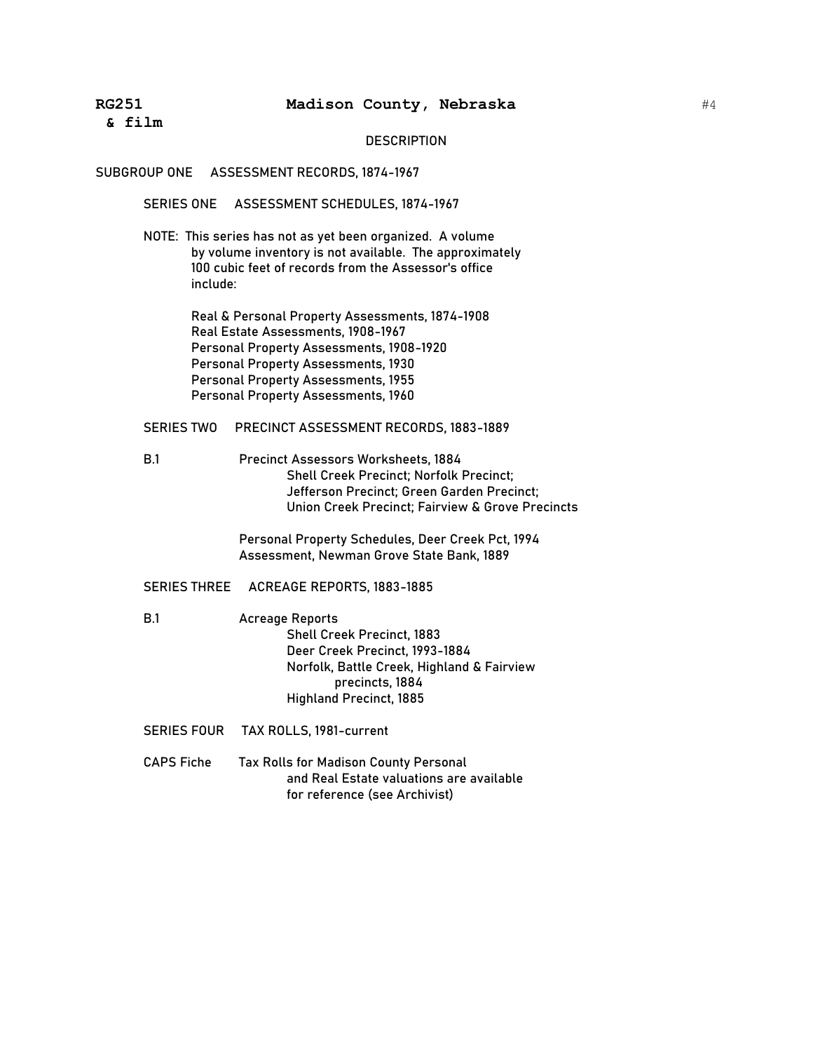**RG251 & film** **Madison County, Nebraska**

DESCRIPTION

SUBGROUP ONE ASSESSMENT RECORDS, 1874-1967

SERIES ONE ASSESSMENT SCHEDULES, 1874-1967

NOTE: This series has not as yet been organized. A volume by volume inventory is not available. The approximately 100 cubic feet of records from the Assessor's office include:

Real & Personal Property Assessments, 1874-1908
Real Estate Assessments, 1908-1967
Personal Property Assessments, 1908-1920
Personal Property Assessments, 1930
Personal Property Assessments, 1955
Personal Property Assessments, 1960

SERIES TWO PRECINCT ASSESSMENT RECORDS, 1883-1889

B.1 Precinct Assessors Worksheets, 1884
Shell Creek Precinct; Norfolk Precinct;
Jefferson Precinct; Green Garden Precinct;
Union Creek Precinct; Fairview & Grove Precincts

Personal Property Schedules, Deer Creek Pct, 1994
Assessment, Newman Grove State Bank, 1889

SERIES THREE ACREAGE REPORTS, 1883-1885

B.1 Acreage Reports
Shell Creek Precinct, 1883
Deer Creek Precinct, 1993-1884
Norfolk, Battle Creek, Highland & Fairview precincts, 1884
Highland Precinct, 1885

SERIES FOUR TAX ROLLS, 1981-current

CAPS Fiche Tax Rolls for Madison County Personal and Real Estate valuations are available for reference (see Archivist)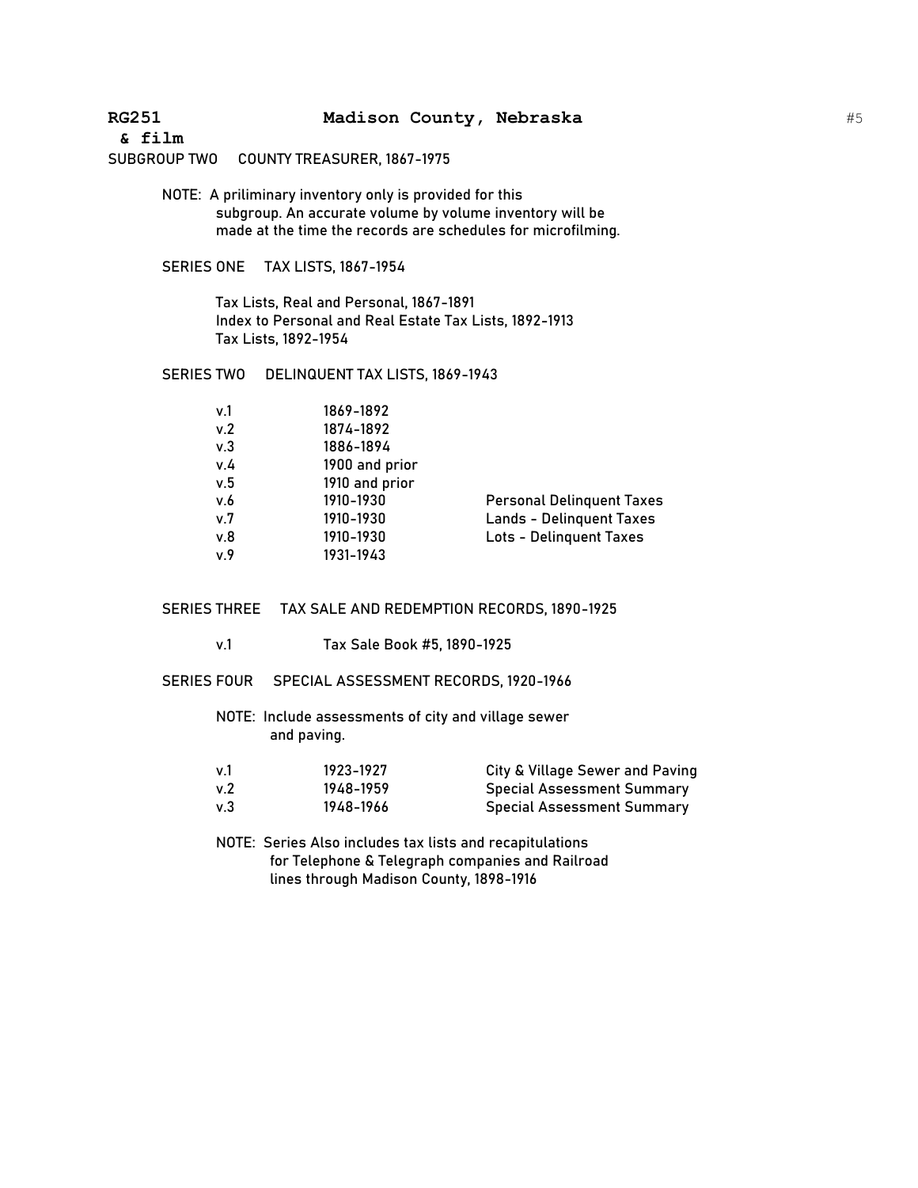**RG251 Madison County, Nebraska**
**& film**

SUBGROUP TWO COUNTY TREASURER, 1867-1975

NOTE: A priliminary inventory only is provided for this subgroup. An accurate volume by volume inventory will be made at the time the records are schedules for microfilming.

SERIES ONE TAX LISTS, 1867-1954

Tax Lists, Real and Personal, 1867-1891
Index to Personal and Real Estate Tax Lists, 1892-1913
Tax Lists, 1892-1954

SERIES TWO DELINQUENT TAX LISTS, 1869-1943

| | | |
|---|---|---|
| v.1 | 1869-1892 | |
| v.2 | 1874-1892 | |
| v.3 | 1886-1894 | |
| v.4 | 1900 and prior | |
| v.5 | 1910 and prior | |
| v.6 | 1910-1930 | Personal Delinquent Taxes |
| v.7 | 1910-1930 | Lands - Delinquent Taxes |
| v.8 | 1910-1930 | Lots - Delinquent Taxes |
| v.9 | 1931-1943 | |

SERIES THREE TAX SALE AND REDEMPTION RECORDS, 1890-1925

v.1 Tax Sale Book #5, 1890-1925

SERIES FOUR SPECIAL ASSESSMENT RECORDS, 1920-1966

NOTE: Include assessments of city and village sewer and paving.

| | | |
|---|---|---|
| v.1 | 1923-1927 | City & Village Sewer and Paving |
| v.2 | 1948-1959 | Special Assessment Summary |
| v.3 | 1948-1966 | Special Assessment Summary |

NOTE: Series Also includes tax lists and recapitulations for Telephone & Telegraph companies and Railroad lines through Madison County, 1898-1916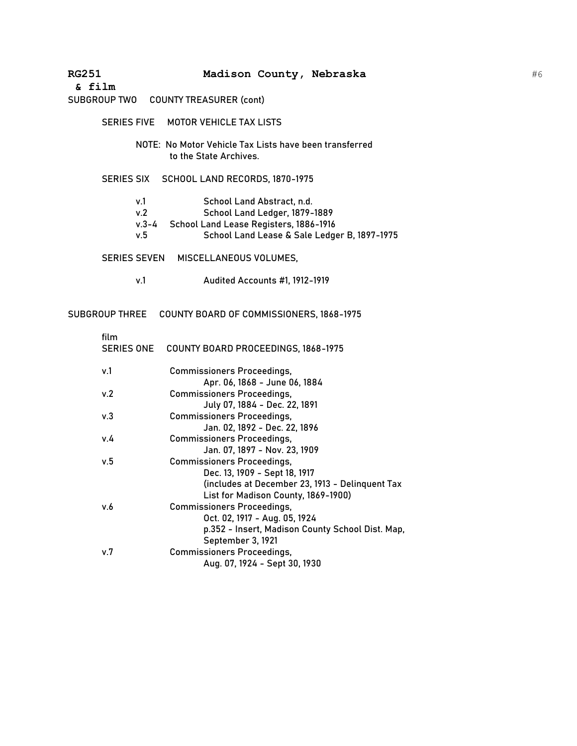**RG251 & film** **Madison County, Nebraska**

SUBGROUP TWO COUNTY TREASURER (cont)

SERIES FIVE MOTOR VEHICLE TAX LISTS

NOTE: No Motor Vehicle Tax Lists have been transferred to the State Archives.

SERIES SIX SCHOOL LAND RECORDS, 1870-1975

- v.1 School Land Abstract, n.d.
- v.2 School Land Ledger, 1879-1889
- v.3-4 School Land Lease Registers, 1886-1916
- v.5 School Land Lease & Sale Ledger B, 1897-1975

SERIES SEVEN MISCELLANEOUS VOLUMES,

- v.1 Audited Accounts #1, 1912-1919

SUBGROUP THREE COUNTY BOARD OF COMMISSIONERS, 1868-1975

film
SERIES ONE COUNTY BOARD PROCEEDINGS, 1868-1975

- v.1 Commissioners Proceedings,
  Apr. 06, 1868 - June 06, 1884
- v.2 Commissioners Proceedings,
  July 07, 1884 - Dec. 22, 1891
- v.3 Commissioners Proceedings,
  Jan. 02, 1892 - Dec. 22, 1896
- v.4 Commissioners Proceedings,
  Jan. 07, 1897 - Nov. 23, 1909
- v.5 Commissioners Proceedings,
  Dec. 13, 1909 - Sept 18, 1917
  (includes at December 23, 1913 - Delinquent Tax List for Madison County, 1869-1900)
- v.6 Commissioners Proceedings,
  Oct. 02, 1917 - Aug. 05, 1924
  p.352 - Insert, Madison County School Dist. Map, September 3, 1921
- v.7 Commissioners Proceedings,
  Aug. 07, 1924 - Sept 30, 1930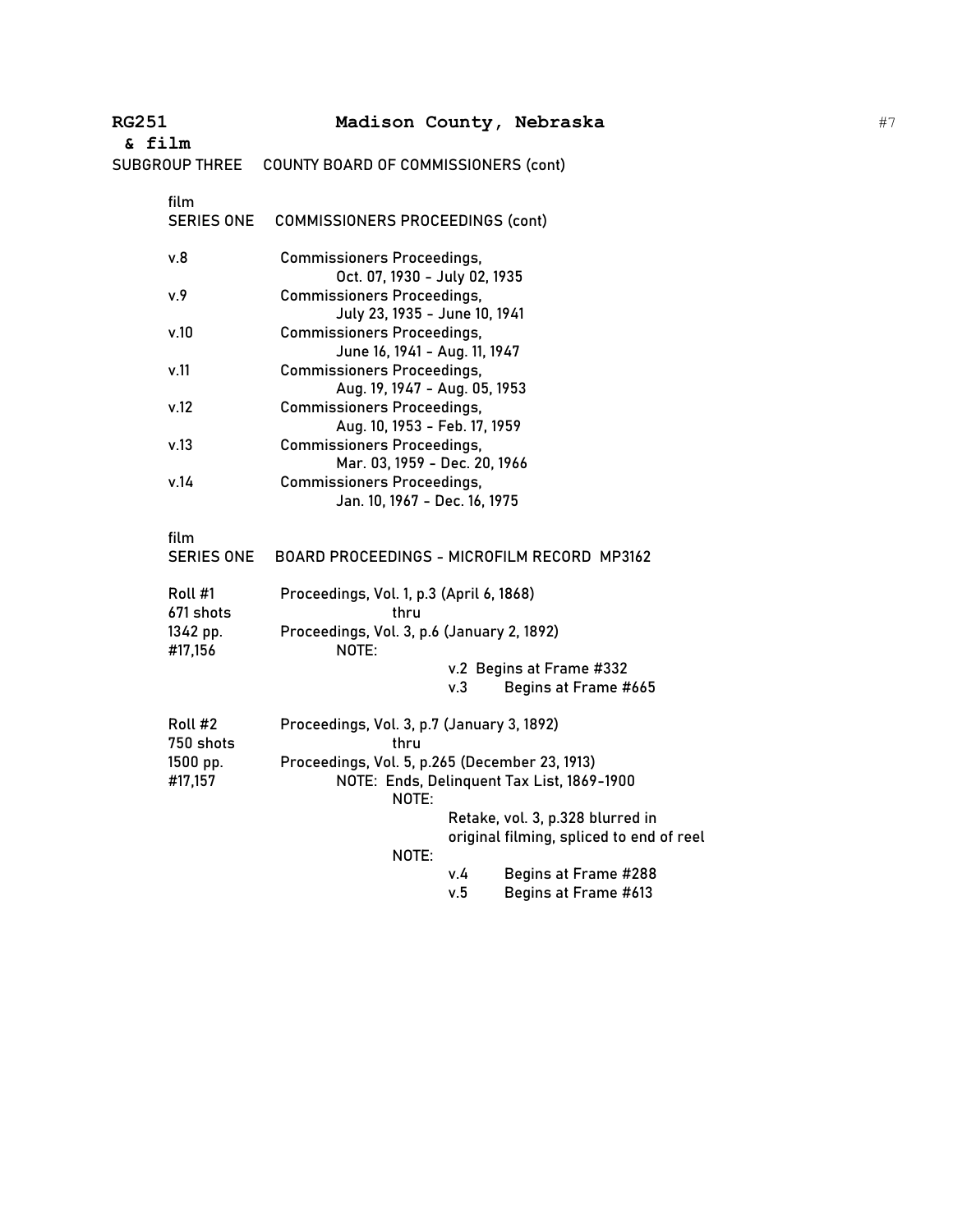**RG251 & film** **Madison County, Nebraska**

SUBGROUP THREE COUNTY BOARD OF COMMISSIONERS (cont)

film
SERIES ONE COMMISSIONERS PROCEEDINGS (cont)

| | |
|---|---|
| v.8 | Commissioners Proceedings, Oct. 07, 1930 - July 02, 1935 |
| v.9 | Commissioners Proceedings, July 23, 1935 - June 10, 1941 |
| v.10 | Commissioners Proceedings, June 16, 1941 - Aug. 11, 1947 |
| v.11 | Commissioners Proceedings, Aug. 19, 1947 - Aug. 05, 1953 |
| v.12 | Commissioners Proceedings, Aug. 10, 1953 - Feb. 17, 1959 |
| v.13 | Commissioners Proceedings, Mar. 03, 1959 - Dec. 20, 1966 |
| v.14 | Commissioners Proceedings, Jan. 10, 1967 - Dec. 16, 1975 |

film
SERIES ONE BOARD PROCEEDINGS - MICROFILM RECORD MP3162

Roll #1
671 shots
1342 pp.
#17,156

Proceedings, Vol. 1, p.3 (April 6, 1868)
thru
Proceedings, Vol. 3, p.6 (January 2, 1892)
NOTE:
v.2 Begins at Frame #332
v.3 Begins at Frame #665

Roll #2
750 shots
1500 pp.
#17,157

Proceedings, Vol. 3, p.7 (January 3, 1892)
thru
Proceedings, Vol. 5, p.265 (December 23, 1913)
NOTE: Ends, Delinquent Tax List, 1869-1900
NOTE:
Retake, vol. 3, p.328 blurred in original filming, spliced to end of reel
NOTE:
v.4 Begins at Frame #288
v.5 Begins at Frame #613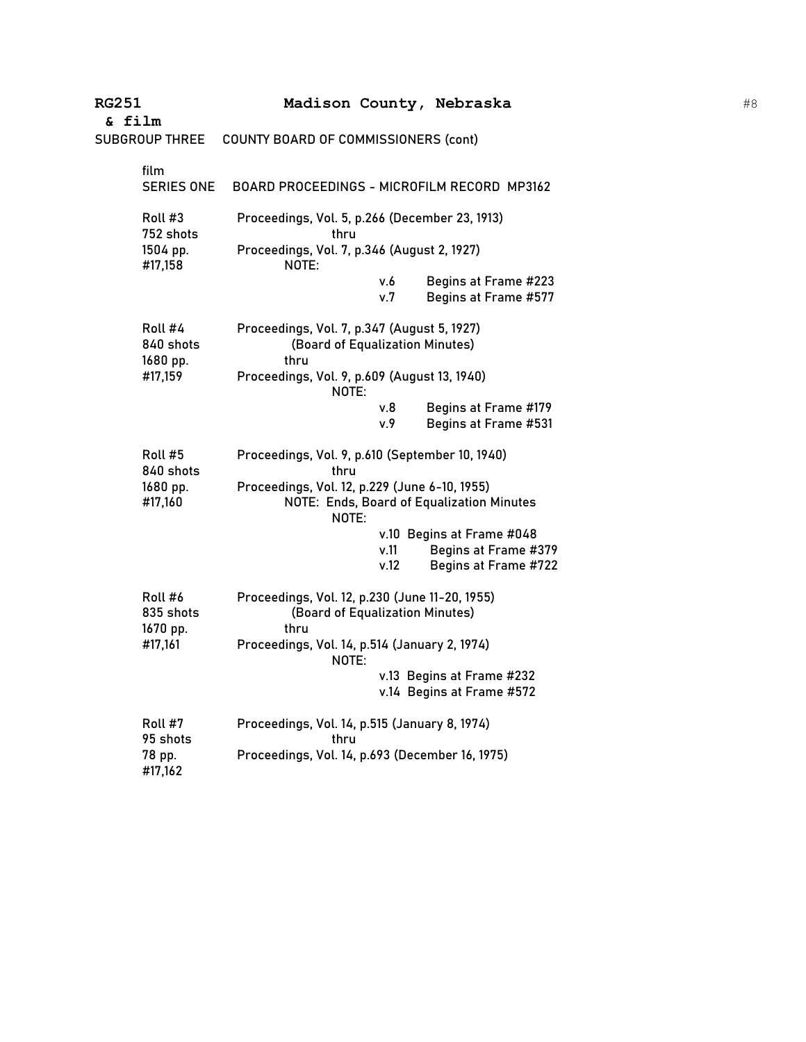**RG251 & film** — **Madison County, Nebraska**

SUBGROUP THREE COUNTY BOARD OF COMMISSIONERS (cont)

film
SERIES ONE BOARD PROCEEDINGS - MICROFILM RECORD MP3162

Roll #3
752 shots
1504 pp.
#17,158

Proceedings, Vol. 5, p.266 (December 23, 1913)
thru
Proceedings, Vol. 7, p.346 (August 2, 1927)
NOTE:
v.6 Begins at Frame #223
v.7 Begins at Frame #577

Roll #4
840 shots
1680 pp.
#17,159

Proceedings, Vol. 7, p.347 (August 5, 1927)
(Board of Equalization Minutes)
thru
Proceedings, Vol. 9, p.609 (August 13, 1940)
NOTE:
v.8 Begins at Frame #179
v.9 Begins at Frame #531

Roll #5
840 shots
1680 pp.
#17,160

Proceedings, Vol. 9, p.610 (September 10, 1940)
thru
Proceedings, Vol. 12, p.229 (June 6-10, 1955)
NOTE: Ends, Board of Equalization Minutes
NOTE:
v.10 Begins at Frame #048
v.11 Begins at Frame #379
v.12 Begins at Frame #722

Roll #6
835 shots
1670 pp.
#17,161

Proceedings, Vol. 12, p.230 (June 11-20, 1955)
(Board of Equalization Minutes)
thru
Proceedings, Vol. 14, p.514 (January 2, 1974)
NOTE:
v.13 Begins at Frame #232
v.14 Begins at Frame #572

Roll #7
95 shots
78 pp.
#17,162

Proceedings, Vol. 14, p.515 (January 8, 1974)
thru
Proceedings, Vol. 14, p.693 (December 16, 1975)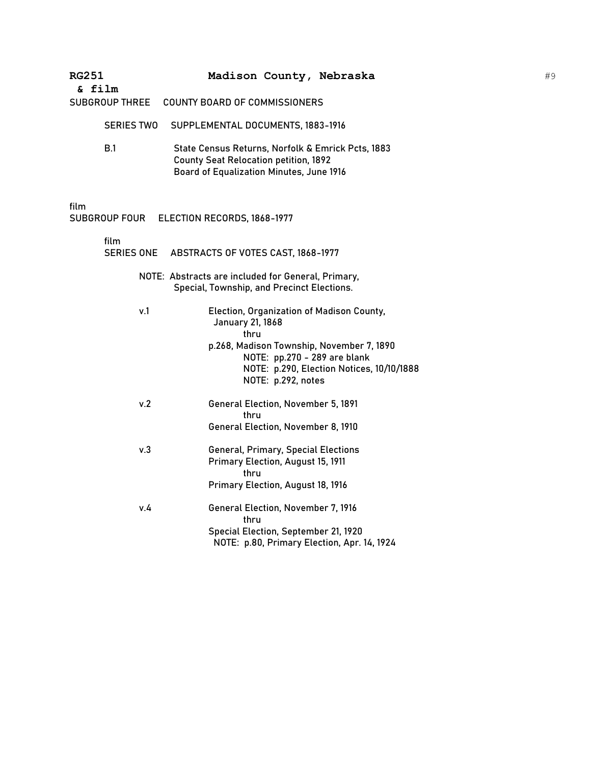**RG251 & film** **Madison County, Nebraska**

SUBGROUP THREE COUNTY BOARD OF COMMISSIONERS

SERIES TWO SUPPLEMENTAL DOCUMENTS, 1883-1916

B.1 State Census Returns, Norfolk & Emrick Pcts, 1883
County Seat Relocation petition, 1892
Board of Equalization Minutes, June 1916

film
SUBGROUP FOUR ELECTION RECORDS, 1868-1977

film
SERIES ONE ABSTRACTS OF VOTES CAST, 1868-1977

NOTE: Abstracts are included for General, Primary, Special, Township, and Precinct Elections.

v.1 Election, Organization of Madison County, January 21, 1868
thru
p.268, Madison Township, November 7, 1890
NOTE: pp.270 - 289 are blank
NOTE: p.290, Election Notices, 10/10/1888
NOTE: p.292, notes

v.2 General Election, November 5, 1891
thru
General Election, November 8, 1910

v.3 General, Primary, Special Elections
Primary Election, August 15, 1911
thru
Primary Election, August 18, 1916

v.4 General Election, November 7, 1916
thru
Special Election, September 21, 1920
NOTE: p.80, Primary Election, Apr. 14, 1924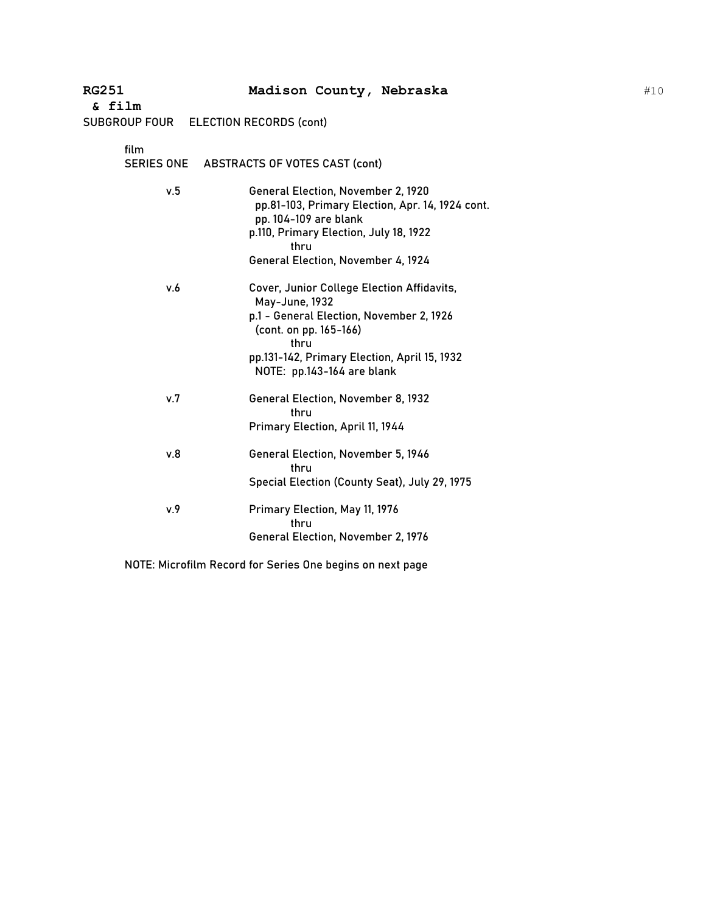**RG251 & film** **Madison County, Nebraska**

SUBGROUP FOUR ELECTION RECORDS (cont)

film
SERIES ONE ABSTRACTS OF VOTES CAST (cont)

| | |
|---|---|
| v.5 | General Election, November 2, 1920<br>pp.81-103, Primary Election, Apr. 14, 1924 cont.<br>pp. 104-109 are blank<br>p.110, Primary Election, July 18, 1922<br>thru<br>General Election, November 4, 1924 |
| v.6 | Cover, Junior College Election Affidavits, May-June, 1932<br>p.1 - General Election, November 2, 1926 (cont. on pp. 165-166)<br>thru<br>pp.131-142, Primary Election, April 15, 1932<br>NOTE: pp.143-164 are blank |
| v.7 | General Election, November 8, 1932<br>thru<br>Primary Election, April 11, 1944 |
| v.8 | General Election, November 5, 1946<br>thru<br>Special Election (County Seat), July 29, 1975 |
| v.9 | Primary Election, May 11, 1976<br>thru<br>General Election, November 2, 1976 |

NOTE: Microfilm Record for Series One begins on next page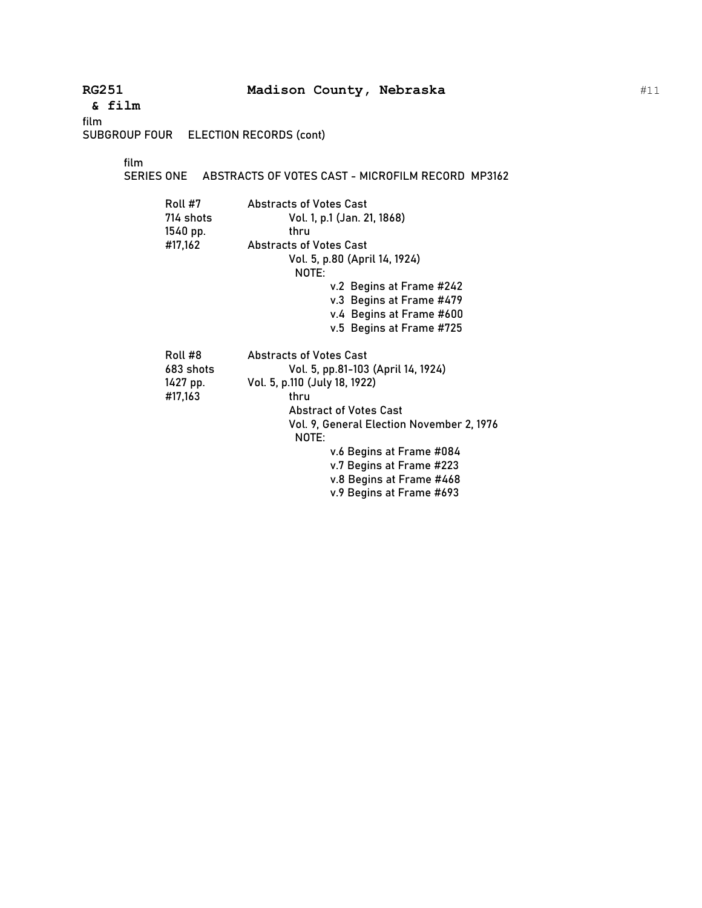**RG251 Madison County, Nebraska**

**& film**

film

SUBGROUP FOUR ELECTION RECORDS (cont)

film

SERIES ONE ABSTRACTS OF VOTES CAST - MICROFILM RECORD MP3162

Roll #7
714 shots
1540 pp.
#17,162

Abstracts of Votes Cast
Vol. 1, p.1 (Jan. 21, 1868)
thru
Abstracts of Votes Cast
Vol. 5, p.80 (April 14, 1924)
NOTE:
v.2 Begins at Frame #242
v.3 Begins at Frame #479
v.4 Begins at Frame #600
v.5 Begins at Frame #725

Roll #8
683 shots
1427 pp.
#17,163

Abstracts of Votes Cast
Vol. 5, pp.81-103 (April 14, 1924)
Vol. 5, p.110 (July 18, 1922)
thru
Abstract of Votes Cast
Vol. 9, General Election November 2, 1976
NOTE:
v.6 Begins at Frame #084
v.7 Begins at Frame #223
v.8 Begins at Frame #468
v.9 Begins at Frame #693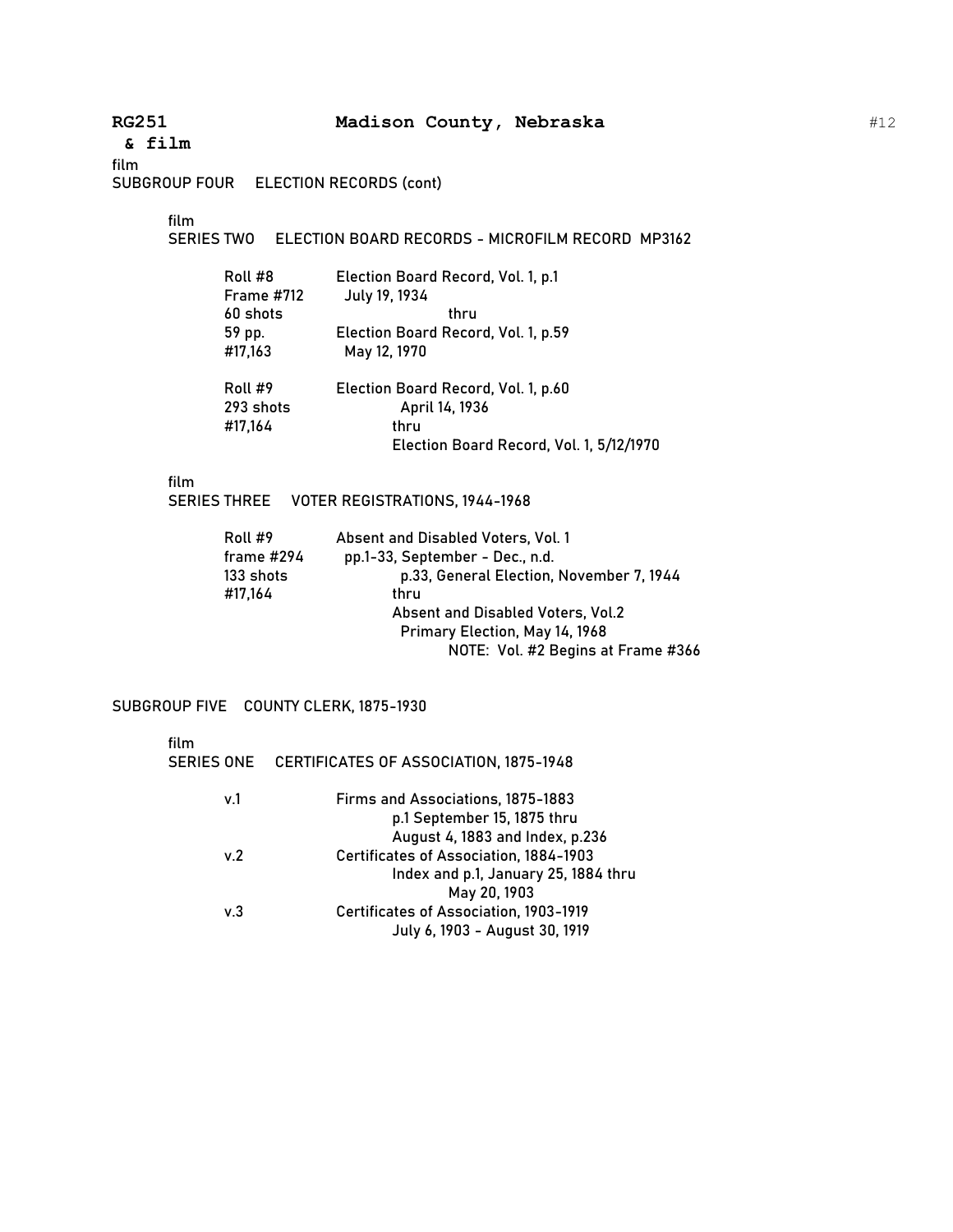**RG251 Madison County, Nebraska**
**& film**

film
SUBGROUP FOUR ELECTION RECORDS (cont)

film
SERIES TWO ELECTION BOARD RECORDS - MICROFILM RECORD MP3162

| | |
|---|---|
| Roll #8 | Election Board Record, Vol. 1, p.1 |
| Frame #712 | July 19, 1934 |
| 60 shots | thru |
| 59 pp. | Election Board Record, Vol. 1, p.59 |
| #17,163 | May 12, 1970 |
| Roll #9 | Election Board Record, Vol. 1, p.60 |
| 293 shots | April 14, 1936 |
| #17,164 | thru |
| | Election Board Record, Vol. 1, 5/12/1970 |

film
SERIES THREE VOTER REGISTRATIONS, 1944-1968

| | |
|---|---|
| Roll #9 | Absent and Disabled Voters, Vol. 1 |
| frame #294 | pp.1-33, September - Dec., n.d. |
| 133 shots | p.33, General Election, November 7, 1944 |
| #17,164 | thru |
| | Absent and Disabled Voters, Vol.2 |
| | Primary Election, May 14, 1968 |
| | NOTE: Vol. #2 Begins at Frame #366 |

SUBGROUP FIVE COUNTY CLERK, 1875-1930

film
SERIES ONE CERTIFICATES OF ASSOCIATION, 1875-1948

| | |
|---|---|
| v.1 | Firms and Associations, 1875-1883 |
| | p.1 September 15, 1875 thru |
| | August 4, 1883 and Index, p.236 |
| v.2 | Certificates of Association, 1884-1903 |
| | Index and p.1, January 25, 1884 thru |
| | May 20, 1903 |
| v.3 | Certificates of Association, 1903-1919 |
| | July 6, 1903 - August 30, 1919 |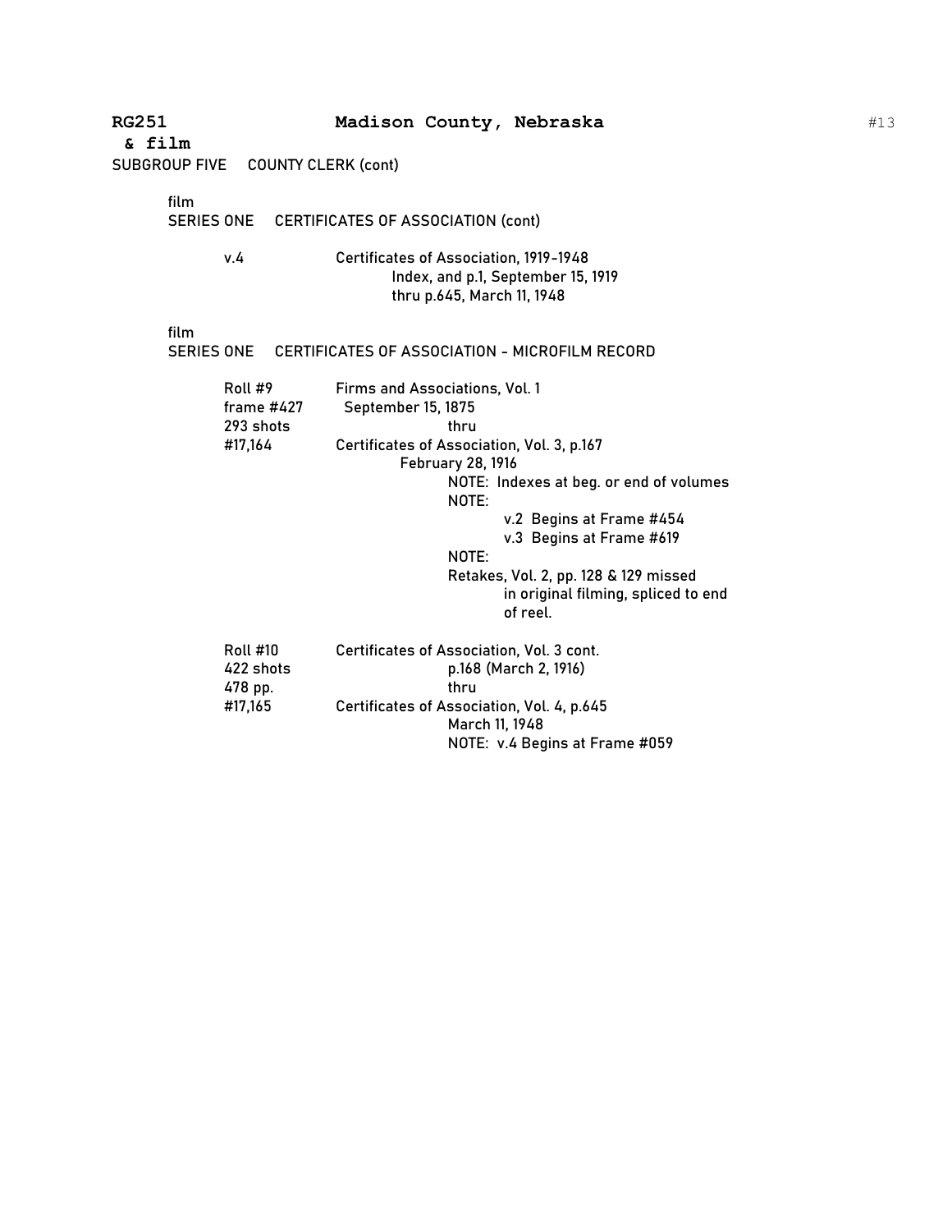**RG251 & film** **Madison County, Nebraska**

SUBGROUP FIVE COUNTY CLERK (cont)

film
SERIES ONE CERTIFICATES OF ASSOCIATION (cont)

v.4 Certificates of Association, 1919-1948
Index, and p.1, September 15, 1919
thru p.645, March 11, 1948

film
SERIES ONE CERTIFICATES OF ASSOCIATION - MICROFILM RECORD

Roll #9
frame #427
293 shots
#17,164

Firms and Associations, Vol. 1
September 15, 1875
thru
Certificates of Association, Vol. 3, p.167
February 28, 1916
NOTE: Indexes at beg. or end of volumes
NOTE:
v.2 Begins at Frame #454
v.3 Begins at Frame #619
NOTE:
Retakes, Vol. 2, pp. 128 & 129 missed in original filming, spliced to end of reel.

Roll #10
422 shots
478 pp.
#17,165

Certificates of Association, Vol. 3 cont.
p.168 (March 2, 1916)
thru
Certificates of Association, Vol. 4, p.645
March 11, 1948
NOTE: v.4 Begins at Frame #059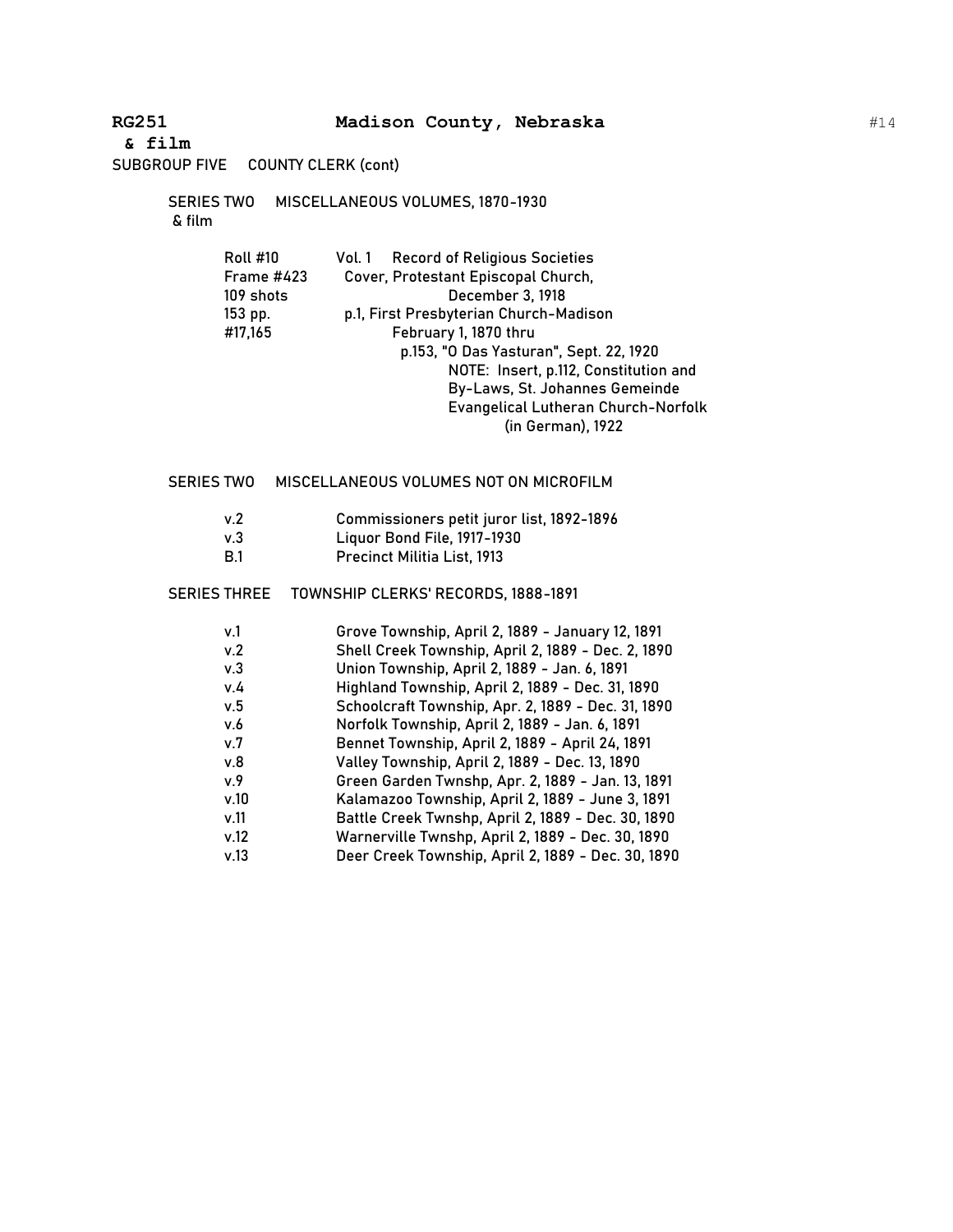**RG251** **Madison County, Nebraska**

**& film**

SUBGROUP FIVE COUNTY CLERK (cont)

SERIES TWO MISCELLANEOUS VOLUMES, 1870-1930
& film

Roll #10
Frame #423
109 shots
153 pp.
#17,165

Vol. 1 Record of Religious Societies
Cover, Protestant Episcopal Church, December 3, 1918
p.1, First Presbyterian Church-Madison
February 1, 1870 thru
p.153, "O Das Yasturan", Sept. 22, 1920
NOTE: Insert, p.112, Constitution and By-Laws, St. Johannes Gemeinde Evangelical Lutheran Church-Norfolk (in German), 1922

SERIES TWO MISCELLANEOUS VOLUMES NOT ON MICROFILM

| | |
|---|---|
| v.2 | Commissioners petit juror list, 1892-1896 |
| v.3 | Liquor Bond File, 1917-1930 |
| B.1 | Precinct Militia List, 1913 |

SERIES THREE TOWNSHIP CLERKS' RECORDS, 1888-1891

| | |
|---|---|
| v.1 | Grove Township, April 2, 1889 - January 12, 1891 |
| v.2 | Shell Creek Township, April 2, 1889 - Dec. 2, 1890 |
| v.3 | Union Township, April 2, 1889 - Jan. 6, 1891 |
| v.4 | Highland Township, April 2, 1889 - Dec. 31, 1890 |
| v.5 | Schoolcraft Township, Apr. 2, 1889 - Dec. 31, 1890 |
| v.6 | Norfolk Township, April 2, 1889 - Jan. 6, 1891 |
| v.7 | Bennet Township, April 2, 1889 - April 24, 1891 |
| v.8 | Valley Township, April 2, 1889 - Dec. 13, 1890 |
| v.9 | Green Garden Twnshp, Apr. 2, 1889 - Jan. 13, 1891 |
| v.10 | Kalamazoo Township, April 2, 1889 - June 3, 1891 |
| v.11 | Battle Creek Twnshp, April 2, 1889 - Dec. 30, 1890 |
| v.12 | Warnerville Twnshp, April 2, 1889 - Dec. 30, 1890 |
| v.13 | Deer Creek Township, April 2, 1889 - Dec. 30, 1890 |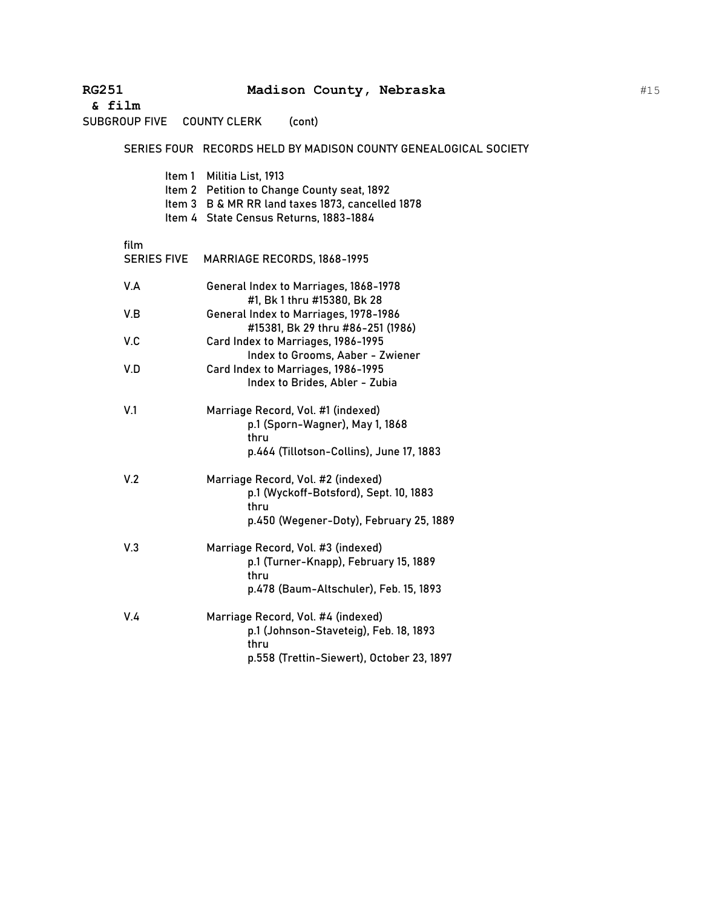**RG251 Madison County, Nebraska**
**& film**

SUBGROUP FIVE COUNTY CLERK (cont)

SERIES FOUR RECORDS HELD BY MADISON COUNTY GENEALOGICAL SOCIETY

- Item 1 Militia List, 1913
- Item 2 Petition to Change County seat, 1892
- Item 3 B & MR RR land taxes 1873, cancelled 1878
- Item 4 State Census Returns, 1883-1884

film
SERIES FIVE MARRIAGE RECORDS, 1868-1995

V.A General Index to Marriages, 1868-1978
#1, Bk 1 thru #15380, Bk 28

V.B General Index to Marriages, 1978-1986
#15381, Bk 29 thru #86-251 (1986)

V.C Card Index to Marriages, 1986-1995
Index to Grooms, Aaber - Zwiener

V.D Card Index to Marriages, 1986-1995
Index to Brides, Abler - Zubia

V.1 Marriage Record, Vol. #1 (indexed)
p.1 (Sporn-Wagner), May 1, 1868
thru
p.464 (Tillotson-Collins), June 17, 1883

V.2 Marriage Record, Vol. #2 (indexed)
p.1 (Wyckoff-Botsford), Sept. 10, 1883
thru
p.450 (Wegener-Doty), February 25, 1889

V.3 Marriage Record, Vol. #3 (indexed)
p.1 (Turner-Knapp), February 15, 1889
thru
p.478 (Baum-Altschuler), Feb. 15, 1893

V.4 Marriage Record, Vol. #4 (indexed)
p.1 (Johnson-Staveteig), Feb. 18, 1893
thru
p.558 (Trettin-Siewert), October 23, 1897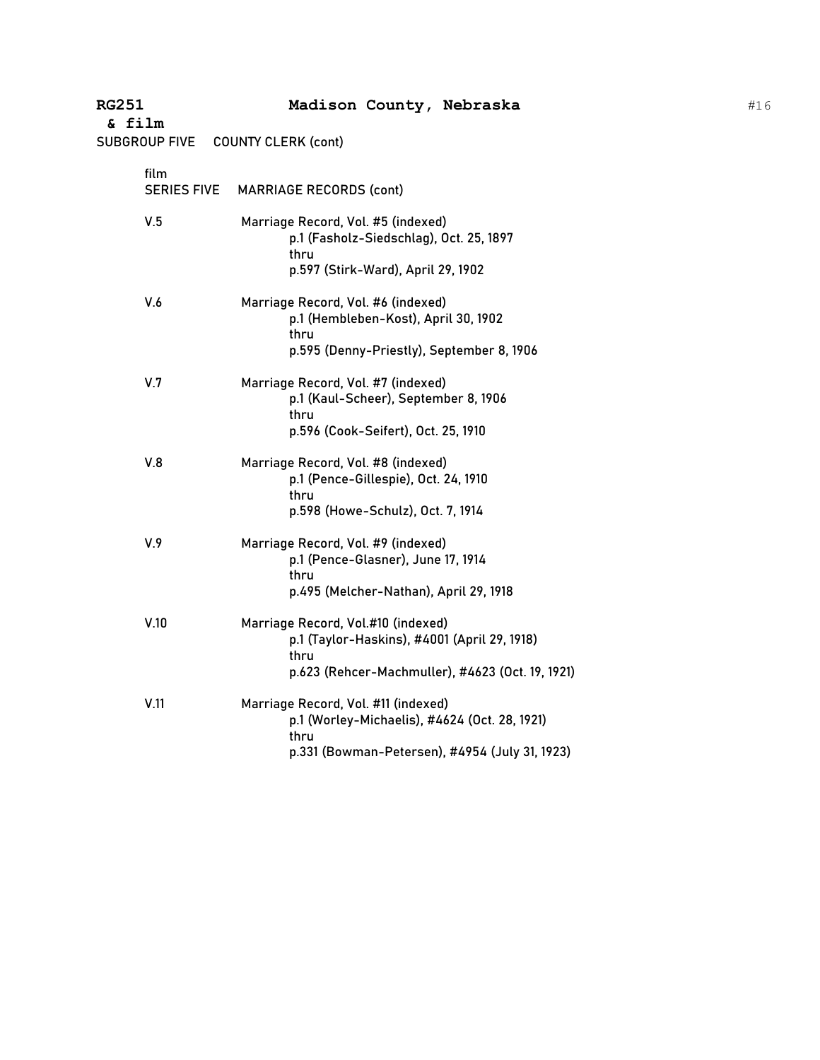**RG251 & film** **Madison County, Nebraska**

SUBGROUP FIVE COUNTY CLERK (cont)

film
SERIES FIVE MARRIAGE RECORDS (cont)

V.5 Marriage Record, Vol. #5 (indexed)
p.1 (Fasholz-Siedschlag), Oct. 25, 1897
thru
p.597 (Stirk-Ward), April 29, 1902

V.6 Marriage Record, Vol. #6 (indexed)
p.1 (Hembleben-Kost), April 30, 1902
thru
p.595 (Denny-Priestly), September 8, 1906

V.7 Marriage Record, Vol. #7 (indexed)
p.1 (Kaul-Scheer), September 8, 1906
thru
p.596 (Cook-Seifert), Oct. 25, 1910

V.8 Marriage Record, Vol. #8 (indexed)
p.1 (Pence-Gillespie), Oct. 24, 1910
thru
p.598 (Howe-Schulz), Oct. 7, 1914

V.9 Marriage Record, Vol. #9 (indexed)
p.1 (Pence-Glasner), June 17, 1914
thru
p.495 (Melcher-Nathan), April 29, 1918

V.10 Marriage Record, Vol.#10 (indexed)
p.1 (Taylor-Haskins), #4001 (April 29, 1918)
thru
p.623 (Rehcer-Machmuller), #4623 (Oct. 19, 1921)

V.11 Marriage Record, Vol. #11 (indexed)
p.1 (Worley-Michaelis), #4624 (Oct. 28, 1921)
thru
p.331 (Bowman-Petersen), #4954 (July 31, 1923)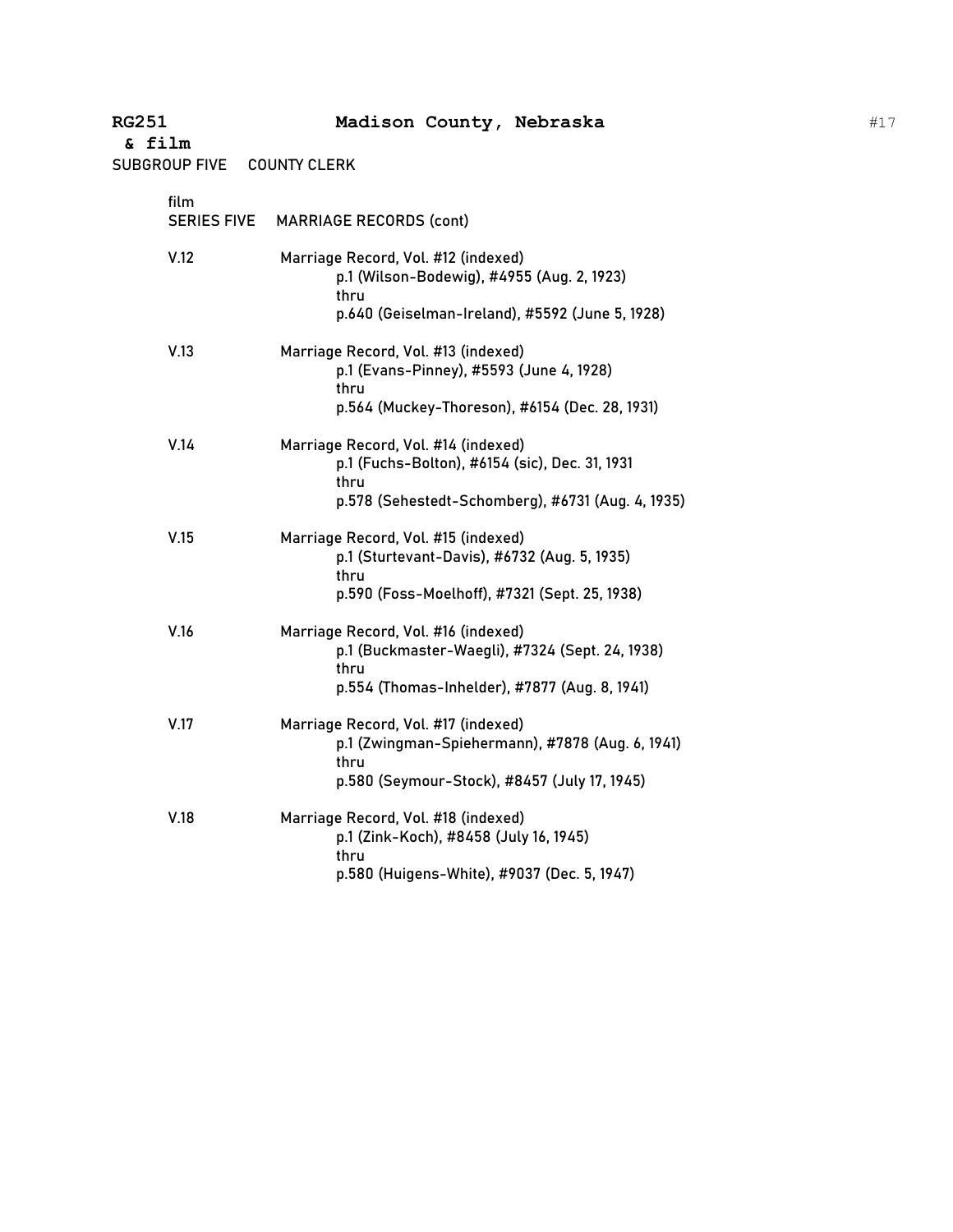**RG251 & film** **Madison County, Nebraska**

SUBGROUP FIVE COUNTY CLERK

film
SERIES FIVE MARRIAGE RECORDS (cont)

V.12 Marriage Record, Vol. #12 (indexed)
p.1 (Wilson-Bodewig), #4955 (Aug. 2, 1923)
thru
p.640 (Geiselman-Ireland), #5592 (June 5, 1928)

V.13 Marriage Record, Vol. #13 (indexed)
p.1 (Evans-Pinney), #5593 (June 4, 1928)
thru
p.564 (Muckey-Thoreson), #6154 (Dec. 28, 1931)

V.14 Marriage Record, Vol. #14 (indexed)
p.1 (Fuchs-Bolton), #6154 (sic), Dec. 31, 1931
thru
p.578 (Sehestedt-Schomberg), #6731 (Aug. 4, 1935)

V.15 Marriage Record, Vol. #15 (indexed)
p.1 (Sturtevant-Davis), #6732 (Aug. 5, 1935)
thru
p.590 (Foss-Moelhoff), #7321 (Sept. 25, 1938)

V.16 Marriage Record, Vol. #16 (indexed)
p.1 (Buckmaster-Waegli), #7324 (Sept. 24, 1938)
thru
p.554 (Thomas-Inhelder), #7877 (Aug. 8, 1941)

V.17 Marriage Record, Vol. #17 (indexed)
p.1 (Zwingman-Spiehermann), #7878 (Aug. 6, 1941)
thru
p.580 (Seymour-Stock), #8457 (July 17, 1945)

V.18 Marriage Record, Vol. #18 (indexed)
p.1 (Zink-Koch), #8458 (July 16, 1945)
thru
p.580 (Huigens-White), #9037 (Dec. 5, 1947)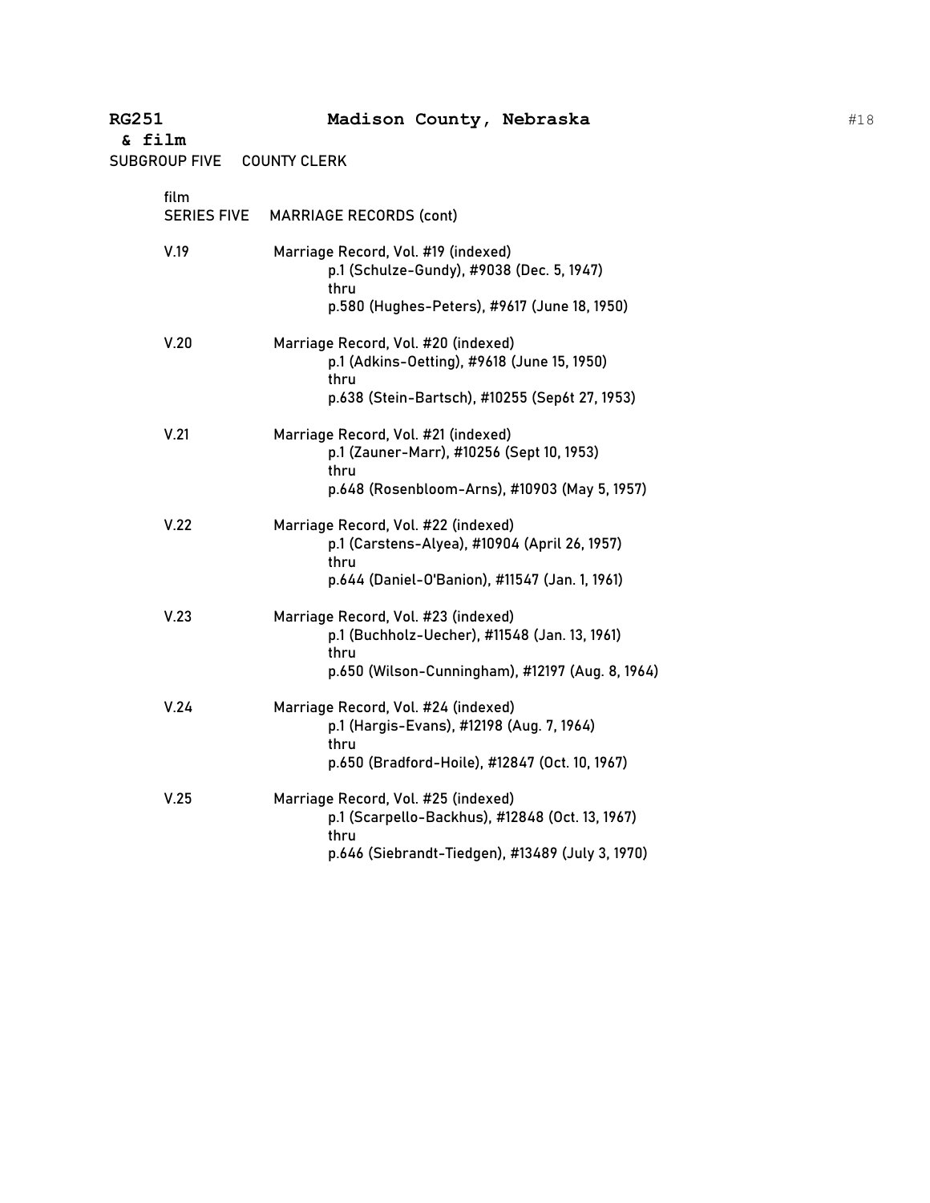**RGL251** **Madison County, Nebraska**
**& film**

SUBGROUP FIVE COUNTY CLERK

film
SERIES FIVE MARRIAGE RECORDS (cont)

V.19 Marriage Record, Vol. #19 (indexed)
p.1 (Schulze-Gundy), #9038 (Dec. 5, 1947)
thru
p.580 (Hughes-Peters), #9617 (June 18, 1950)

V.20 Marriage Record, Vol. #20 (indexed)
p.1 (Adkins-Oetting), #9618 (June 15, 1950)
thru
p.638 (Stein-Bartsch), #10255 (Sep6t 27, 1953)

V.21 Marriage Record, Vol. #21 (indexed)
p.1 (Zauner-Marr), #10256 (Sept 10, 1953)
thru
p.648 (Rosenbloom-Arns), #10903 (May 5, 1957)

V.22 Marriage Record, Vol. #22 (indexed)
p.1 (Carstens-Alyea), #10904 (April 26, 1957)
thru
p.644 (Daniel-O'Banion), #11547 (Jan. 1, 1961)

V.23 Marriage Record, Vol. #23 (indexed)
p.1 (Buchholz-Uecher), #11548 (Jan. 13, 1961)
thru
p.650 (Wilson-Cunningham), #12197 (Aug. 8, 1964)

V.24 Marriage Record, Vol. #24 (indexed)
p.1 (Hargis-Evans), #12198 (Aug. 7, 1964)
thru
p.650 (Bradford-Hoile), #12847 (Oct. 10, 1967)

V.25 Marriage Record, Vol. #25 (indexed)
p.1 (Scarpello-Backhus), #12848 (Oct. 13, 1967)
thru
p.646 (Siebrandt-Tiedgen), #13489 (July 3, 1970)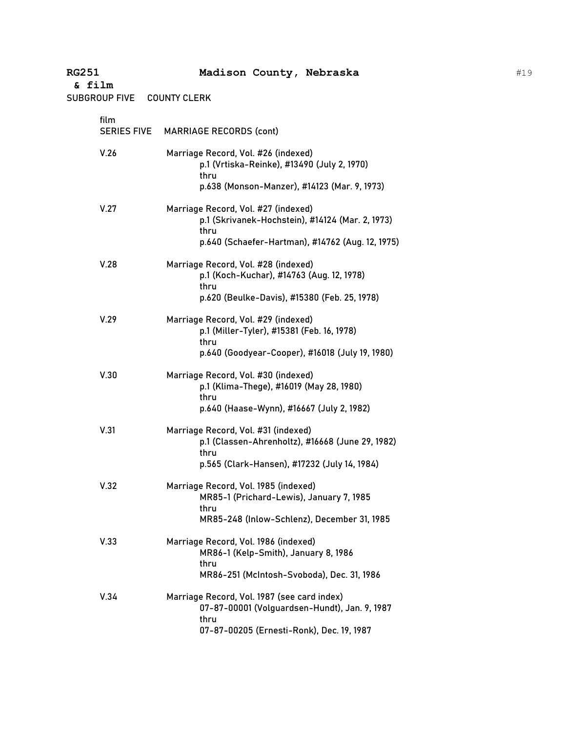**RG251 & film** **Madison County, Nebraska**

SUBGROUP FIVE COUNTY CLERK

film
SERIES FIVE MARRIAGE RECORDS (cont)

V.26 Marriage Record, Vol. #26 (indexed)
p.1 (Vrtiska-Reinke), #13490 (July 2, 1970)
thru
p.638 (Monson-Manzer), #14123 (Mar. 9, 1973)

V.27 Marriage Record, Vol. #27 (indexed)
p.1 (Skrivanek-Hochstein), #14124 (Mar. 2, 1973)
thru
p.640 (Schaefer-Hartman), #14762 (Aug. 12, 1975)

V.28 Marriage Record, Vol. #28 (indexed)
p.1 (Koch-Kuchar), #14763 (Aug. 12, 1978)
thru
p.620 (Beulke-Davis), #15380 (Feb. 25, 1978)

V.29 Marriage Record, Vol. #29 (indexed)
p.1 (Miller-Tyler), #15381 (Feb. 16, 1978)
thru
p.640 (Goodyear-Cooper), #16018 (July 19, 1980)

V.30 Marriage Record, Vol. #30 (indexed)
p.1 (Klima-Thege), #16019 (May 28, 1980)
thru
p.640 (Haase-Wynn), #16667 (July 2, 1982)

V.31 Marriage Record, Vol. #31 (indexed)
p.1 (Classen-Ahrenholtz), #16668 (June 29, 1982)
thru
p.565 (Clark-Hansen), #17232 (July 14, 1984)

V.32 Marriage Record, Vol. 1985 (indexed)
MR85-1 (Prichard-Lewis), January 7, 1985
thru
MR85-248 (Inlow-Schlenz), December 31, 1985

V.33 Marriage Record, Vol. 1986 (indexed)
MR86-1 (Kelp-Smith), January 8, 1986
thru
MR86-251 (McIntosh-Svoboda), Dec. 31, 1986

V.34 Marriage Record, Vol. 1987 (see card index)
07-87-00001 (Volguardsen-Hundt), Jan. 9, 1987
thru
07-87-00205 (Ernesti-Ronk), Dec. 19, 1987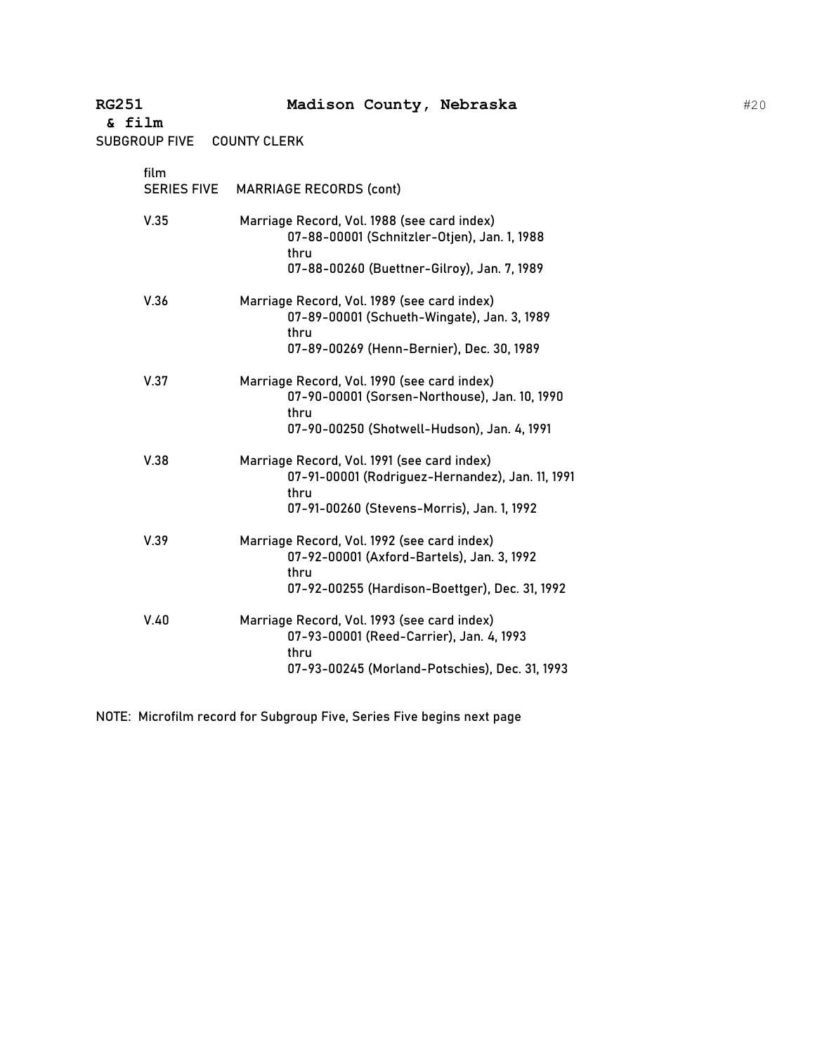**RG251 & film** **Madison County, Nebraska**

SUBGROUP FIVE COUNTY CLERK

film
SERIES FIVE MARRIAGE RECORDS (cont)

V.35 Marriage Record, Vol. 1988 (see card index)
07-88-00001 (Schnitzler-Otjen), Jan. 1, 1988
thru
07-88-00260 (Buettner-Gilroy), Jan. 7, 1989

V.36 Marriage Record, Vol. 1989 (see card index)
07-89-00001 (Schueth-Wingate), Jan. 3, 1989
thru
07-89-00269 (Henn-Bernier), Dec. 30, 1989

V.37 Marriage Record, Vol. 1990 (see card index)
07-90-00001 (Sorsen-Northouse), Jan. 10, 1990
thru
07-90-00250 (Shotwell-Hudson), Jan. 4, 1991

V.38 Marriage Record, Vol. 1991 (see card index)
07-91-00001 (Rodriguez-Hernandez), Jan. 11, 1991
thru
07-91-00260 (Stevens-Morris), Jan. 1, 1992

V.39 Marriage Record, Vol. 1992 (see card index)
07-92-00001 (Axford-Bartels), Jan. 3, 1992
thru
07-92-00255 (Hardison-Boettger), Dec. 31, 1992

V.40 Marriage Record, Vol. 1993 (see card index)
07-93-00001 (Reed-Carrier), Jan. 4, 1993
thru
07-93-00245 (Morland-Potschies), Dec. 31, 1993

NOTE: Microfilm record for Subgroup Five, Series Five begins next page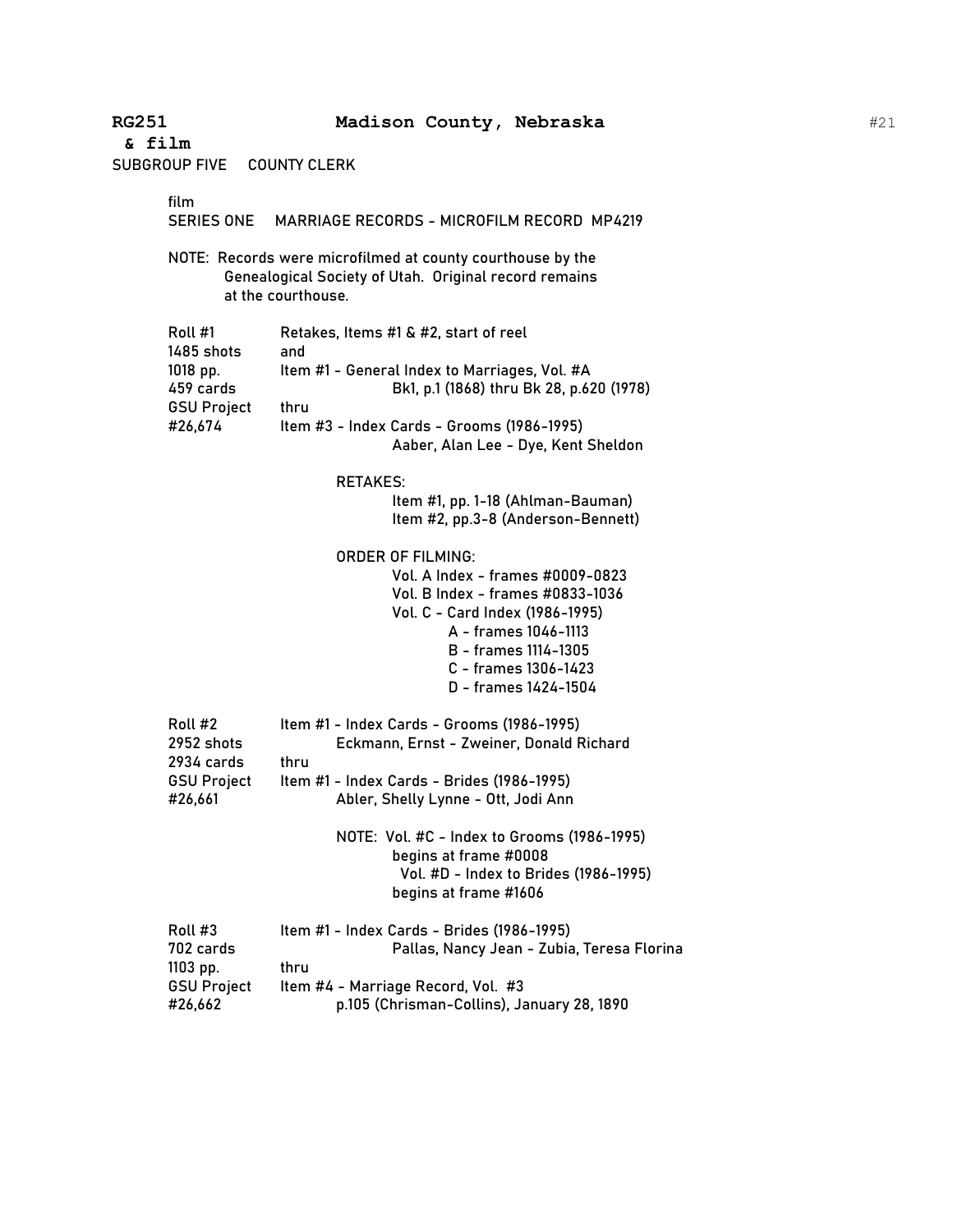**RG251** **Madison County, Nebraska**

**& film**

SUBGROUP FIVE COUNTY CLERK

film

SERIES ONE MARRIAGE RECORDS - MICROFILM RECORD MP4219

NOTE: Records were microfilmed at county courthouse by the Genealogical Society of Utah. Original record remains at the courthouse.

| | |
|---|---|
| Roll #1<br>1485 shots<br>1018 pp.<br>459 cards<br>GSU Project<br>#26,674 | Retakes, Items #1 & #2, start of reel<br>and<br>Item #1 - General Index to Marriages, Vol. #A<br>Bk1, p.1 (1868) thru Bk 28, p.620 (1978)<br>thru<br>Item #3 - Index Cards - Grooms (1986-1995)<br>Aaber, Alan Lee - Dye, Kent Sheldon<br><br>RETAKES:<br>Item #1, pp. 1-18 (Ahlman-Bauman)<br>Item #2, pp.3-8 (Anderson-Bennett)<br><br>ORDER OF FILMING:<br>Vol. A Index - frames #0009-0823<br>Vol. B Index - frames #0833-1036<br>Vol. C - Card Index (1986-1995)<br>A - frames 1046-1113<br>B - frames 1114-1305<br>C - frames 1306-1423<br>D - frames 1424-1504 |
| Roll #2<br>2952 shots<br>2934 cards<br>GSU Project<br>#26,661 | Item #1 - Index Cards - Grooms (1986-1995)<br>Eckmann, Ernst - Zweiner, Donald Richard<br>thru<br>Item #1 - Index Cards - Brides (1986-1995)<br>Abler, Shelly Lynne - Ott, Jodi Ann<br><br>NOTE: Vol. #C - Index to Grooms (1986-1995) begins at frame #0008<br>Vol. #D - Index to Brides (1986-1995) begins at frame #1606 |
| Roll #3<br>702 cards<br>1103 pp.<br>GSU Project<br>#26,662 | Item #1 - Index Cards - Brides (1986-1995)<br>Pallas, Nancy Jean - Zubia, Teresa Florina<br>thru<br>Item #4 - Marriage Record, Vol. #3<br>p.105 (Chrisman-Collins), January 28, 1890 |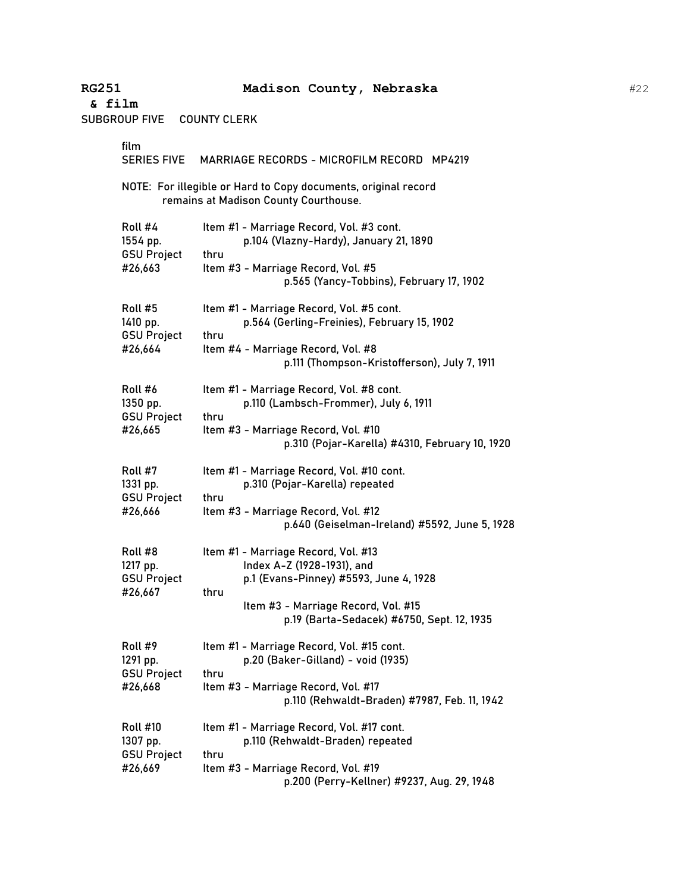**RG251 Madison County, Nebraska**
**& film**
SUBGROUP FIVE COUNTY CLERK

film
SERIES FIVE MARRIAGE RECORDS - MICROFILM RECORD MP4219

NOTE: For illegible or Hard to Copy documents, original record remains at Madison County Courthouse.

| | |
|---|---|
| Roll #4<br>1554 pp.<br>GSU Project<br>#26,663 | Item #1 - Marriage Record, Vol. #3 cont.<br>p.104 (Vlazny-Hardy), January 21, 1890<br>thru<br>Item #3 - Marriage Record, Vol. #5<br>p.565 (Yancy-Tobbins), February 17, 1902 |
| Roll #5<br>1410 pp.<br>GSU Project<br>#26,664 | Item #1 - Marriage Record, Vol. #5 cont.<br>p.564 (Gerling-Freinies), February 15, 1902<br>thru<br>Item #4 - Marriage Record, Vol. #8<br>p.111 (Thompson-Kristofferson), July 7, 1911 |
| Roll #6<br>1350 pp.<br>GSU Project<br>#26,665 | Item #1 - Marriage Record, Vol. #8 cont.<br>p.110 (Lambsch-Frommer), July 6, 1911<br>thru<br>Item #3 - Marriage Record, Vol. #10<br>p.310 (Pojar-Karella) #4310, February 10, 1920 |
| Roll #7<br>1331 pp.<br>GSU Project<br>#26,666 | Item #1 - Marriage Record, Vol. #10 cont.<br>p.310 (Pojar-Karella) repeated<br>thru<br>Item #3 - Marriage Record, Vol. #12<br>p.640 (Geiselman-Ireland) #5592, June 5, 1928 |
| Roll #8<br>1217 pp.<br>GSU Project<br>#26,667 | Item #1 - Marriage Record, Vol. #13<br>Index A-Z (1928-1931), and<br>p.1 (Evans-Pinney) #5593, June 4, 1928<br>thru<br>Item #3 - Marriage Record, Vol. #15<br>p.19 (Barta-Sedacek) #6750, Sept. 12, 1935 |
| Roll #9<br>1291 pp.<br>GSU Project<br>#26,668 | Item #1 - Marriage Record, Vol. #15 cont.<br>p.20 (Baker-Gilland) - void (1935)<br>thru<br>Item #3 - Marriage Record, Vol. #17<br>p.110 (Rehwaldt-Braden) #7987, Feb. 11, 1942 |
| Roll #10<br>1307 pp.<br>GSU Project<br>#26,669 | Item #1 - Marriage Record, Vol. #17 cont.<br>p.110 (Rehwaldt-Braden) repeated<br>thru<br>Item #3 - Marriage Record, Vol. #19<br>p.200 (Perry-Kellner) #9237, Aug. 29, 1948 |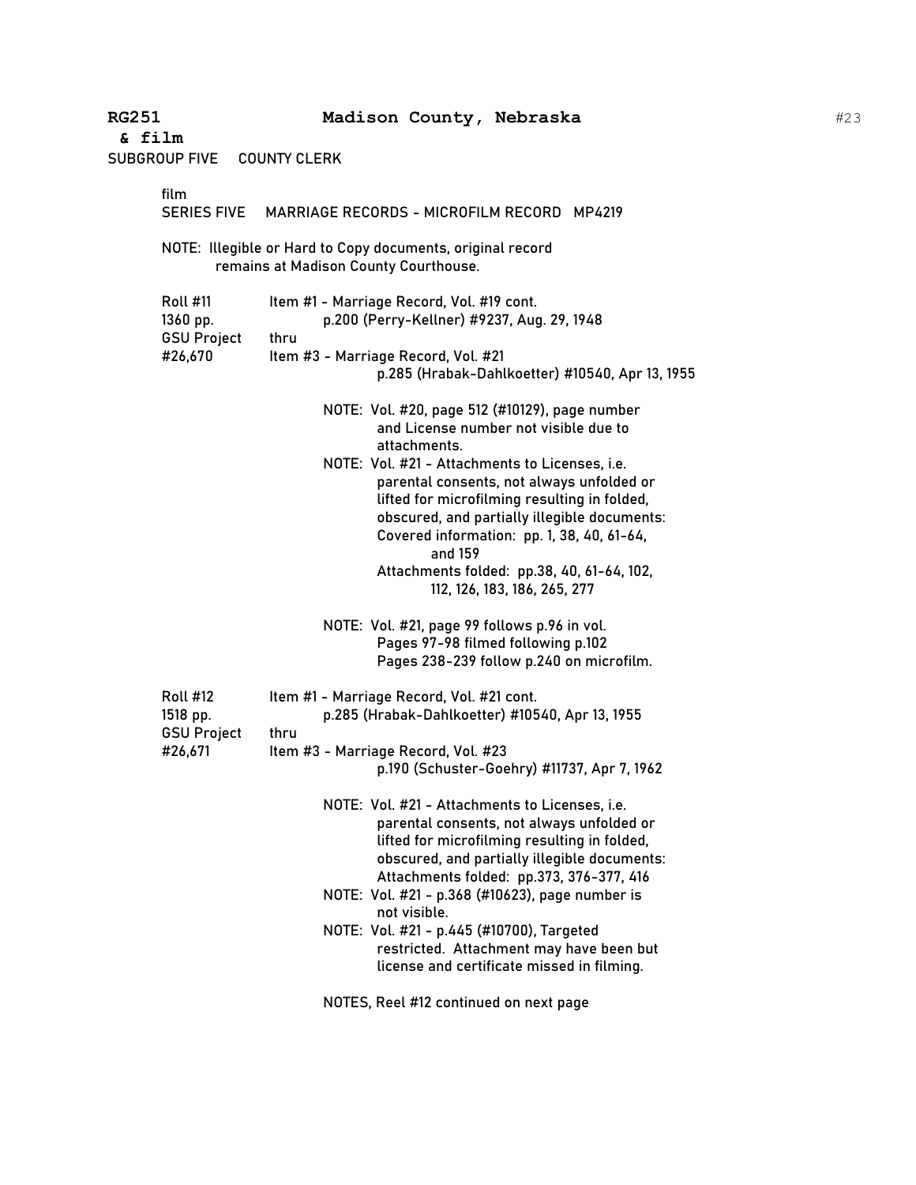**RG251 & film** **Madison County, Nebraska**

SUBGROUP FIVE COUNTY CLERK

film
SERIES FIVE MARRIAGE RECORDS - MICROFILM RECORD MP4219

NOTE: Illegible or Hard to Copy documents, original record remains at Madison County Courthouse.

Roll #11
1360 pp.
GSU Project
#26,670

Item #1 - Marriage Record, Vol. #19 cont.
p.200 (Perry-Kellner) #9237, Aug. 29, 1948
thru
Item #3 - Marriage Record, Vol. #21
p.285 (Hrabak-Dahlkoetter) #10540, Apr 13, 1955

NOTE: Vol. #20, page 512 (#10129), page number and License number not visible due to attachments.

NOTE: Vol. #21 - Attachments to Licenses, i.e. parental consents, not always unfolded or lifted for microfilming resulting in folded, obscured, and partially illegible documents:
Covered information: pp. 1, 38, 40, 61-64, and 159
Attachments folded: pp.38, 40, 61-64, 102, 112, 126, 183, 186, 265, 277

NOTE: Vol. #21, page 99 follows p.96 in vol.
Pages 97-98 filmed following p.102
Pages 238-239 follow p.240 on microfilm.

Roll #12
1518 pp.
GSU Project
#26,671

Item #1 - Marriage Record, Vol. #21 cont.
p.285 (Hrabak-Dahlkoetter) #10540, Apr 13, 1955
thru
Item #3 - Marriage Record, Vol. #23
p.190 (Schuster-Goehry) #11737, Apr 7, 1962

NOTE: Vol. #21 - Attachments to Licenses, i.e. parental consents, not always unfolded or lifted for microfilming resulting in folded, obscured, and partially illegible documents:
Attachments folded: pp.373, 376-377, 416

NOTE: Vol. #21 - p.368 (#10623), page number is not visible.

NOTE: Vol. #21 - p.445 (#10700), Targeted restricted. Attachment may have been but license and certificate missed in filming.

NOTES, Reel #12 continued on next page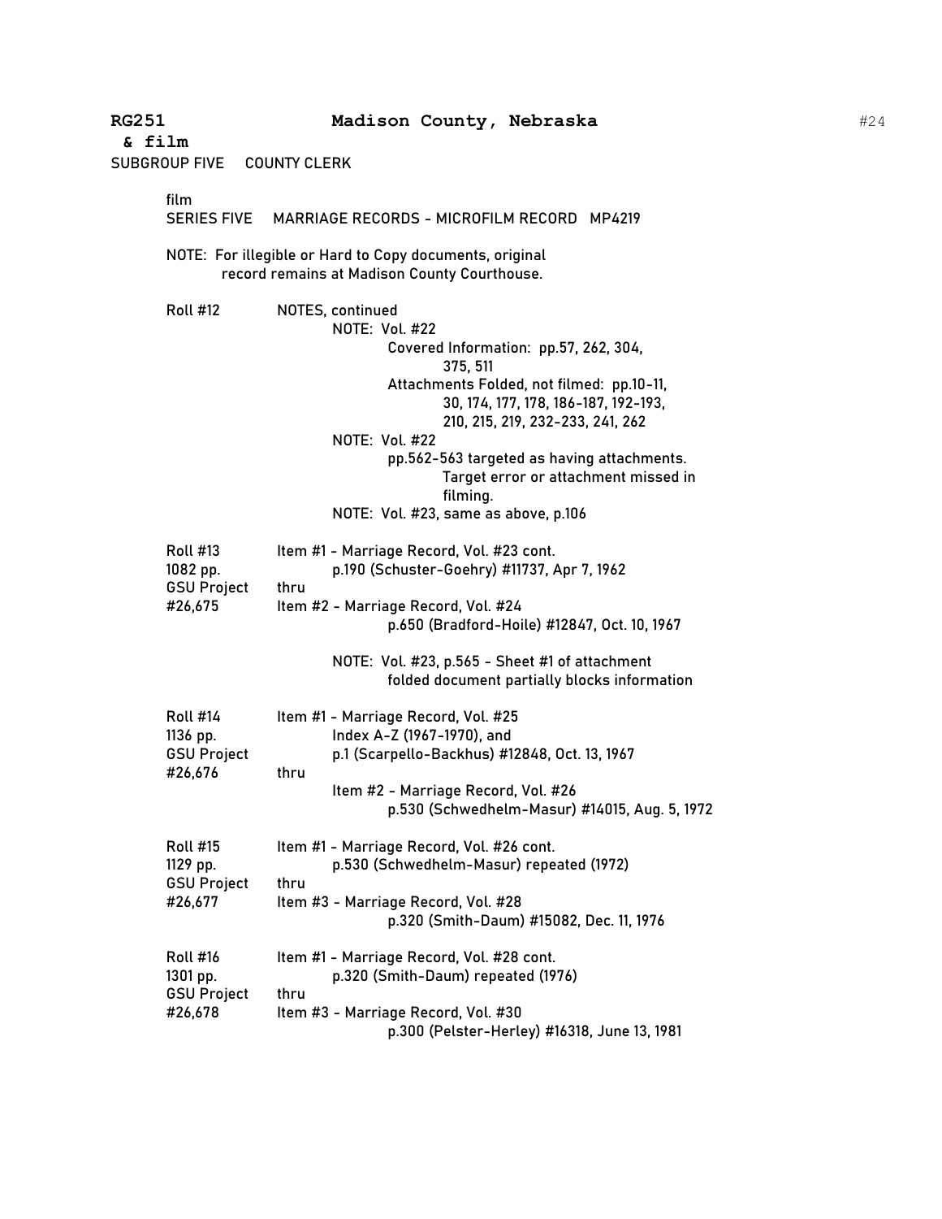**RG251 Madison County, Nebraska**
**& film**

SUBGROUP FIVE COUNTY CLERK

film
SERIES FIVE MARRIAGE RECORDS - MICROFILM RECORD MP4219

NOTE: For illegible or Hard to Copy documents, original record remains at Madison County Courthouse.

Roll #12 NOTES, continued

NOTE: Vol. #22
Covered Information: pp.57, 262, 304, 375, 511
Attachments Folded, not filmed: pp.10-11, 30, 174, 177, 178, 186-187, 192-193, 210, 215, 219, 232-233, 241, 262

NOTE: Vol. #22
pp.562-563 targeted as having attachments. Target error or attachment missed in filming.

NOTE: Vol. #23, same as above, p.106

Roll #13
1082 pp.
GSU Project
#26,675

Item #1 - Marriage Record, Vol. #23 cont.
p.190 (Schuster-Goehry) #11737, Apr 7, 1962
thru
Item #2 - Marriage Record, Vol. #24
p.650 (Bradford-Hoile) #12847, Oct. 10, 1967

NOTE: Vol. #23, p.565 - Sheet #1 of attachment folded document partially blocks information

Roll #14
1136 pp.
GSU Project
#26,676

Item #1 - Marriage Record, Vol. #25
Index A-Z (1967-1970), and
p.1 (Scarpello-Backhus) #12848, Oct. 13, 1967
thru
Item #2 - Marriage Record, Vol. #26
p.530 (Schwedhelm-Masur) #14015, Aug. 5, 1972

Roll #15
1129 pp.
GSU Project
#26,677

Item #1 - Marriage Record, Vol. #26 cont.
p.530 (Schwedhelm-Masur) repeated (1972)
thru
Item #3 - Marriage Record, Vol. #28
p.320 (Smith-Daum) #15082, Dec. 11, 1976

Roll #16
1301 pp.
GSU Project
#26,678

Item #1 - Marriage Record, Vol. #28 cont.
p.320 (Smith-Daum) repeated (1976)
thru
Item #3 - Marriage Record, Vol. #30
p.300 (Pelster-Herley) #16318, June 13, 1981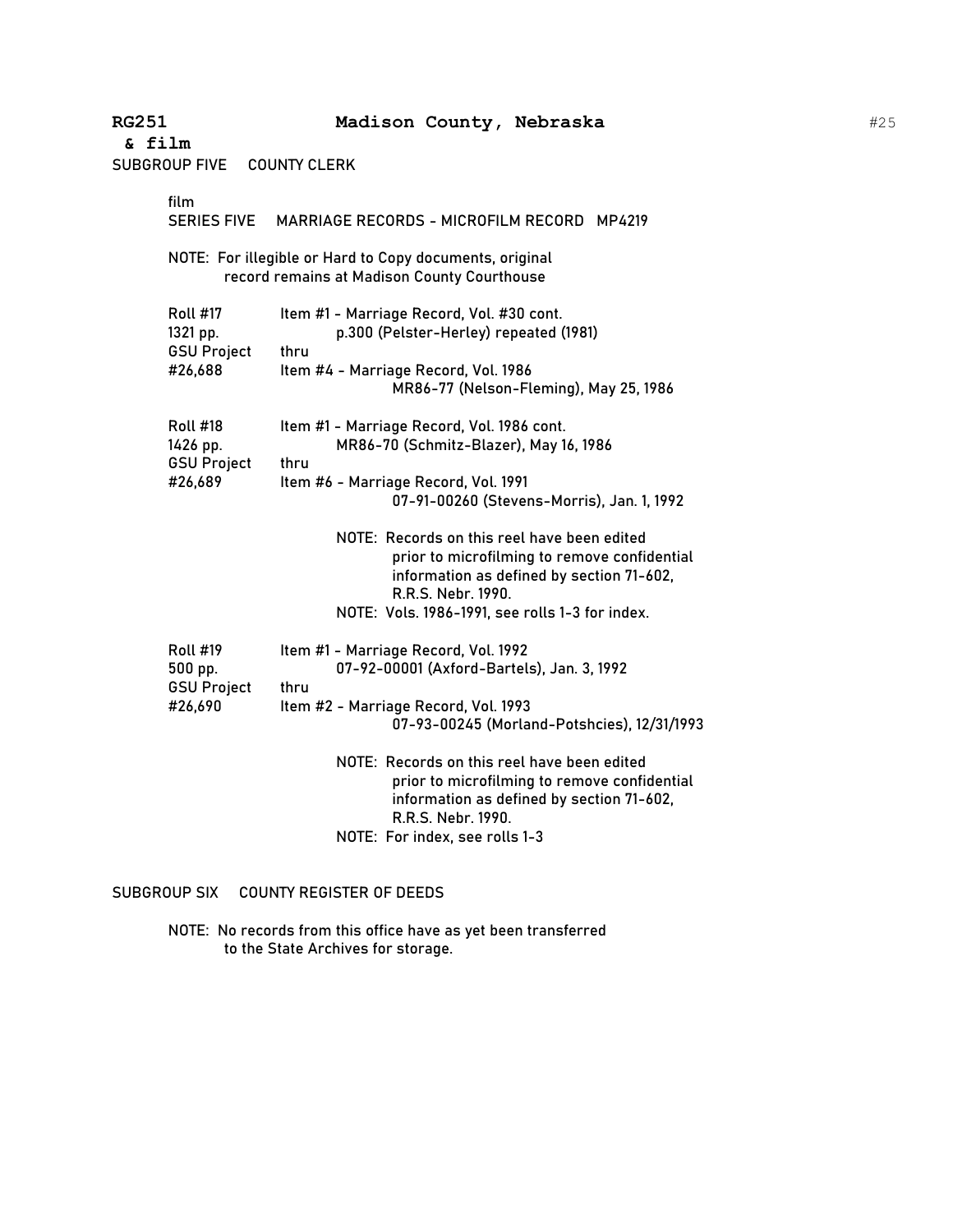**RG251 & film** **Madison County, Nebraska**

SUBGROUP FIVE COUNTY CLERK

film
SERIES FIVE MARRIAGE RECORDS - MICROFILM RECORD MP4219

NOTE: For illegible or Hard to Copy documents, original record remains at Madison County Courthouse

| | |
|---|---|
| Roll #17<br>1321 pp.<br>GSU Project<br>#26,688 | Item #1 - Marriage Record, Vol. #30 cont.<br>p.300 (Pelster-Herley) repeated (1981)<br>thru<br>Item #4 - Marriage Record, Vol. 1986<br>MR86-77 (Nelson-Fleming), May 25, 1986 |
| Roll #18<br>1426 pp.<br>GSU Project<br>#26,689 | Item #1 - Marriage Record, Vol. 1986 cont.<br>MR86-70 (Schmitz-Blazer), May 16, 1986<br>thru<br>Item #6 - Marriage Record, Vol. 1991<br>07-91-00260 (Stevens-Morris), Jan. 1, 1992<br><br>NOTE: Records on this reel have been edited prior to microfilming to remove confidential information as defined by section 71-602, R.R.S. Nebr. 1990.<br>NOTE: Vols. 1986-1991, see rolls 1-3 for index. |
| Roll #19<br>500 pp.<br>GSU Project<br>#26,690 | Item #1 - Marriage Record, Vol. 1992<br>07-92-00001 (Axford-Bartels), Jan. 3, 1992<br>thru<br>Item #2 - Marriage Record, Vol. 1993<br>07-93-00245 (Morland-Potshcies), 12/31/1993<br><br>NOTE: Records on this reel have been edited prior to microfilming to remove confidential information as defined by section 71-602, R.R.S. Nebr. 1990.<br>NOTE: For index, see rolls 1-3 |

SUBGROUP SIX COUNTY REGISTER OF DEEDS

NOTE: No records from this office have as yet been transferred to the State Archives for storage.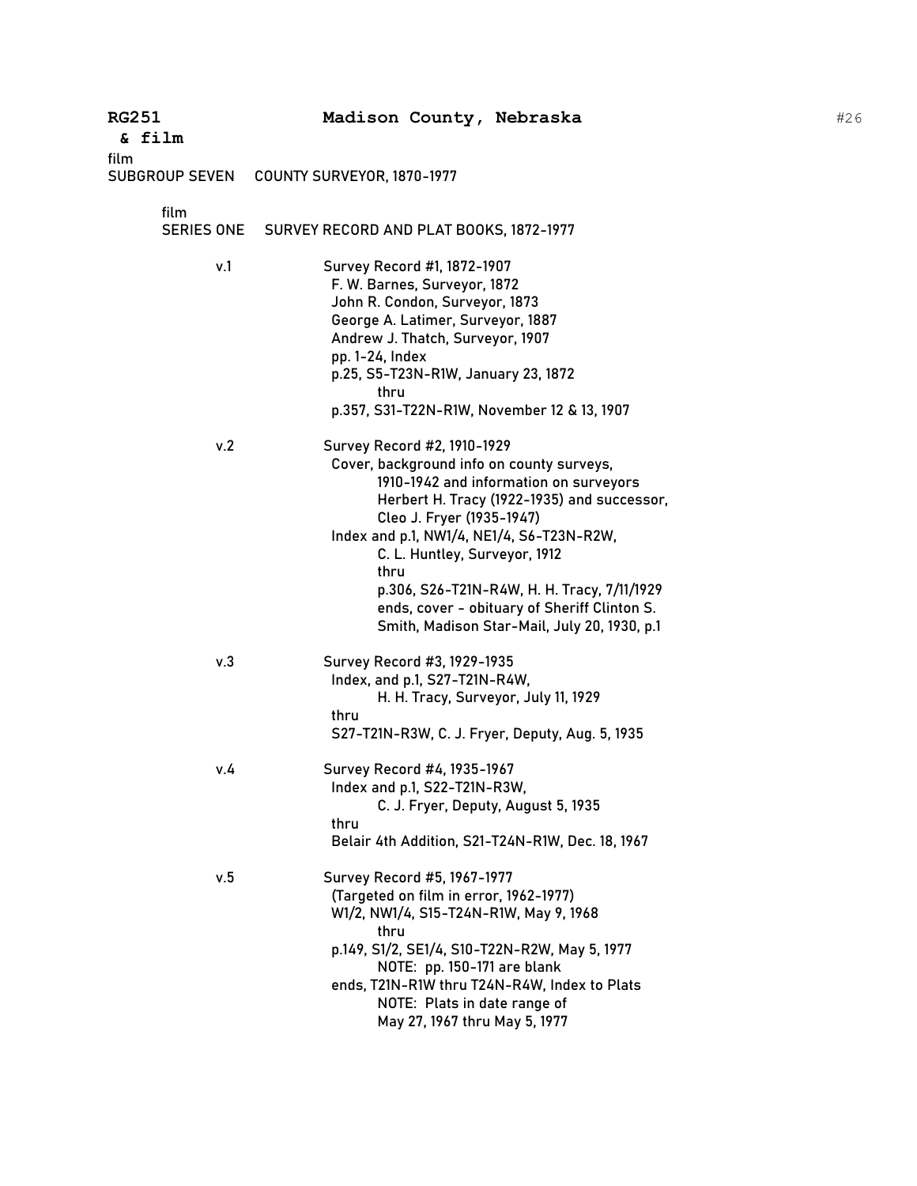**RG251 & film** **Madison County, Nebraska**

film
SUBGROUP SEVEN COUNTY SURVEYOR, 1870-1977

film
SERIES ONE SURVEY RECORD AND PLAT BOOKS, 1872-1977

v.1 Survey Record #1, 1872-1907
F. W. Barnes, Surveyor, 1872
John R. Condon, Surveyor, 1873
George A. Latimer, Surveyor, 1887
Andrew J. Thatch, Surveyor, 1907
pp. 1-24, Index
p.25, S5-T23N-R1W, January 23, 1872
thru
p.357, S31-T22N-R1W, November 12 & 13, 1907

v.2 Survey Record #2, 1910-1929
Cover, background info on county surveys, 1910-1942 and information on surveyors Herbert H. Tracy (1922-1935) and successor, Cleo J. Fryer (1935-1947)
Index and p.1, NW1/4, NE1/4, S6-T23N-R2W, C. L. Huntley, Surveyor, 1912
thru
p.306, S26-T21N-R4W, H. H. Tracy, 7/11/1929
ends, cover - obituary of Sheriff Clinton S. Smith, Madison Star-Mail, July 20, 1930, p.1

v.3 Survey Record #3, 1929-1935
Index, and p.1, S27-T21N-R4W, H. H. Tracy, Surveyor, July 11, 1929
thru
S27-T21N-R3W, C. J. Fryer, Deputy, Aug. 5, 1935

v.4 Survey Record #4, 1935-1967
Index and p.1, S22-T21N-R3W, C. J. Fryer, Deputy, August 5, 1935
thru
Belair 4th Addition, S21-T24N-R1W, Dec. 18, 1967

v.5 Survey Record #5, 1967-1977
(Targeted on film in error, 1962-1977)
W1/2, NW1/4, S15-T24N-R1W, May 9, 1968
thru
p.149, S1/2, SE1/4, S10-T22N-R2W, May 5, 1977
NOTE: pp. 150-171 are blank
ends, T21N-R1W thru T24N-R4W, Index to Plats
NOTE: Plats in date range of May 27, 1967 thru May 5, 1977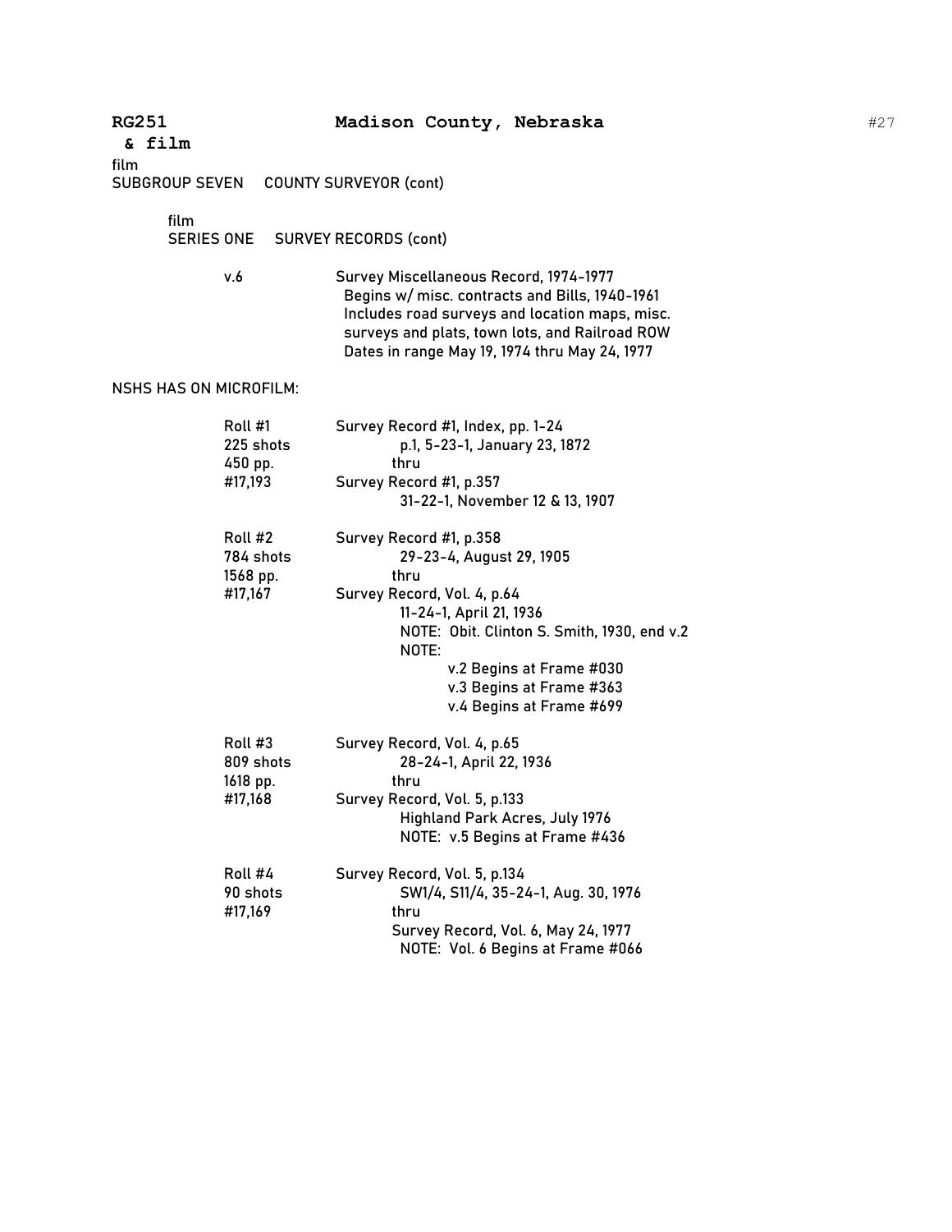**RG251 & film** **Madison County, Nebraska**

film
SUBGROUP SEVEN COUNTY SURVEYOR (cont)

film
SERIES ONE SURVEY RECORDS (cont)

| | |
|---|---|
| v.6 | Survey Miscellaneous Record, 1974-1977<br>Begins w/ misc. contracts and Bills, 1940-1961<br>Includes road surveys and location maps, misc. surveys and plats, town lots, and Railroad ROW<br>Dates in range May 19, 1974 thru May 24, 1977 |

NSHS HAS ON MICROFILM:

| | |
|---|---|
| Roll #1<br>225 shots<br>450 pp.<br>#17,193 | Survey Record #1, Index, pp. 1-24<br>p.1, 5-23-1, January 23, 1872<br>thru<br>Survey Record #1, p.357<br>31-22-1, November 12 & 13, 1907 |
| Roll #2<br>784 shots<br>1568 pp.<br>#17,167 | Survey Record #1, p.358<br>29-23-4, August 29, 1905<br>thru<br>Survey Record, Vol. 4, p.64<br>11-24-1, April 21, 1936<br>NOTE: Obit. Clinton S. Smith, 1930, end v.2<br>NOTE:<br>v.2 Begins at Frame #030<br>v.3 Begins at Frame #363<br>v.4 Begins at Frame #699 |
| Roll #3<br>809 shots<br>1618 pp.<br>#17,168 | Survey Record, Vol. 4, p.65<br>28-24-1, April 22, 1936<br>thru<br>Survey Record, Vol. 5, p.133<br>Highland Park Acres, July 1976<br>NOTE: v.5 Begins at Frame #436 |
| Roll #4<br>90 shots<br>#17,169 | Survey Record, Vol. 5, p.134<br>SW1/4, S11/4, 35-24-1, Aug. 30, 1976<br>thru<br>Survey Record, Vol. 6, May 24, 1977<br>NOTE: Vol. 6 Begins at Frame #066 |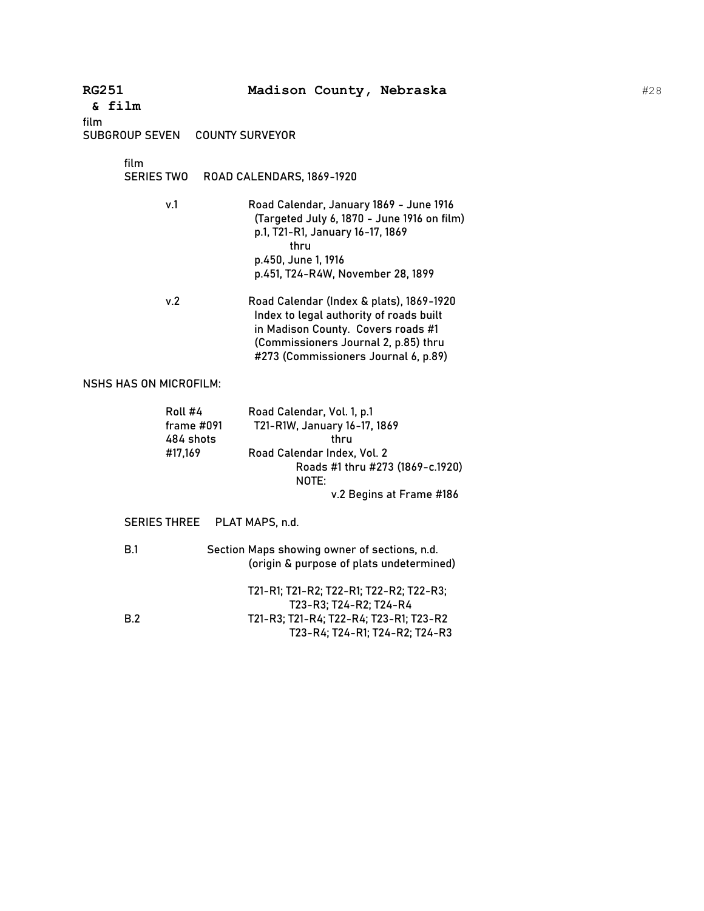**RG251**
**& film**

film
SUBGROUP SEVEN  COUNTY SURVEYOR

film
SERIES TWO  ROAD CALENDARS, 1869-1920

| | |
|---|---|
| v.1 | Road Calendar, January 1869 - June 1916 (Targeted July 6, 1870 - June 1916 on film) p.1, T21-R1, January 16-17, 1869 thru p.450, June 1, 1916 p.451, T24-R4W, November 28, 1899 |
| v.2 | Road Calendar (Index & plats), 1869-1920 Index to legal authority of roads built in Madison County. Covers roads #1 (Commissioners Journal 2, p.85) thru #273 (Commissioners Journal 6, p.89) |

NSHS HAS ON MICROFILM:

| | |
|---|---|
| Roll #4 frame #091 484 shots #17,169 | Road Calendar, Vol. 1, p.1 T21-R1W, January 16-17, 1869 thru Road Calendar Index, Vol. 2 Roads #1 thru #273 (1869-c.1920) NOTE: v.2 Begins at Frame #186 |

SERIES THREE  PLAT MAPS, n.d.

| | |
|---|---|
| B.1 | Section Maps showing owner of sections, n.d. (origin & purpose of plats undetermined) |
| | T21-R1; T21-R2; T22-R1; T22-R2; T22-R3; T23-R3; T24-R2; T24-R4 |
| B.2 | T21-R3; T21-R4; T22-R4; T23-R1; T23-R2 T23-R4; T24-R1; T24-R2; T24-R3 |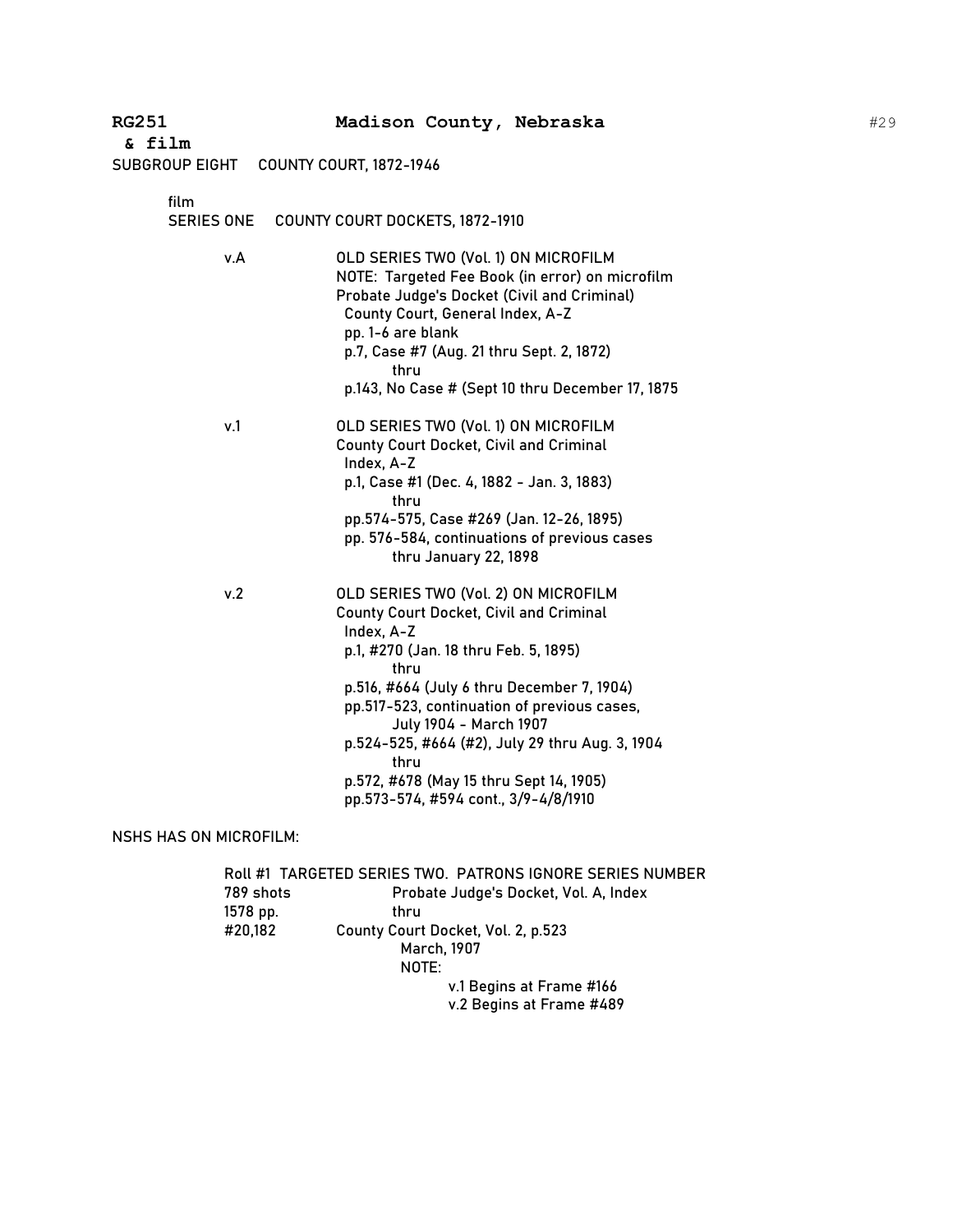**RG251** **Madison County, Nebraska**

**& film**

SUBGROUP EIGHT COUNTY COURT, 1872-1946

film

SERIES ONE COUNTY COURT DOCKETS, 1872-1910

v.A OLD SERIES TWO (Vol. 1) ON MICROFILM
NOTE: Targeted Fee Book (in error) on microfilm
Probate Judge's Docket (Civil and Criminal)
County Court, General Index, A-Z
pp. 1-6 are blank
p.7, Case #7 (Aug. 21 thru Sept. 2, 1872)
thru
p.143, No Case # (Sept 10 thru December 17, 1875

v.1 OLD SERIES TWO (Vol. 1) ON MICROFILM
County Court Docket, Civil and Criminal
Index, A-Z
p.1, Case #1 (Dec. 4, 1882 - Jan. 3, 1883)
thru
pp.574-575, Case #269 (Jan. 12-26, 1895)
pp. 576-584, continuations of previous cases
thru January 22, 1898

v.2 OLD SERIES TWO (Vol. 2) ON MICROFILM
County Court Docket, Civil and Criminal
Index, A-Z
p.1, #270 (Jan. 18 thru Feb. 5, 1895)
thru
p.516, #664 (July 6 thru December 7, 1904)
pp.517-523, continuation of previous cases,
July 1904 - March 1907
p.524-525, #664 (#2), July 29 thru Aug. 3, 1904
thru
p.572, #678 (May 15 thru Sept 14, 1905)
pp.573-574, #594 cont., 3/9-4/8/1910

NSHS HAS ON MICROFILM:

Roll #1 TARGETED SERIES TWO. PATRONS IGNORE SERIES NUMBER
789 shots Probate Judge's Docket, Vol. A, Index
1578 pp. thru
#20,182 County Court Docket, Vol. 2, p.523
March, 1907
NOTE:
v.1 Begins at Frame #166
v.2 Begins at Frame #489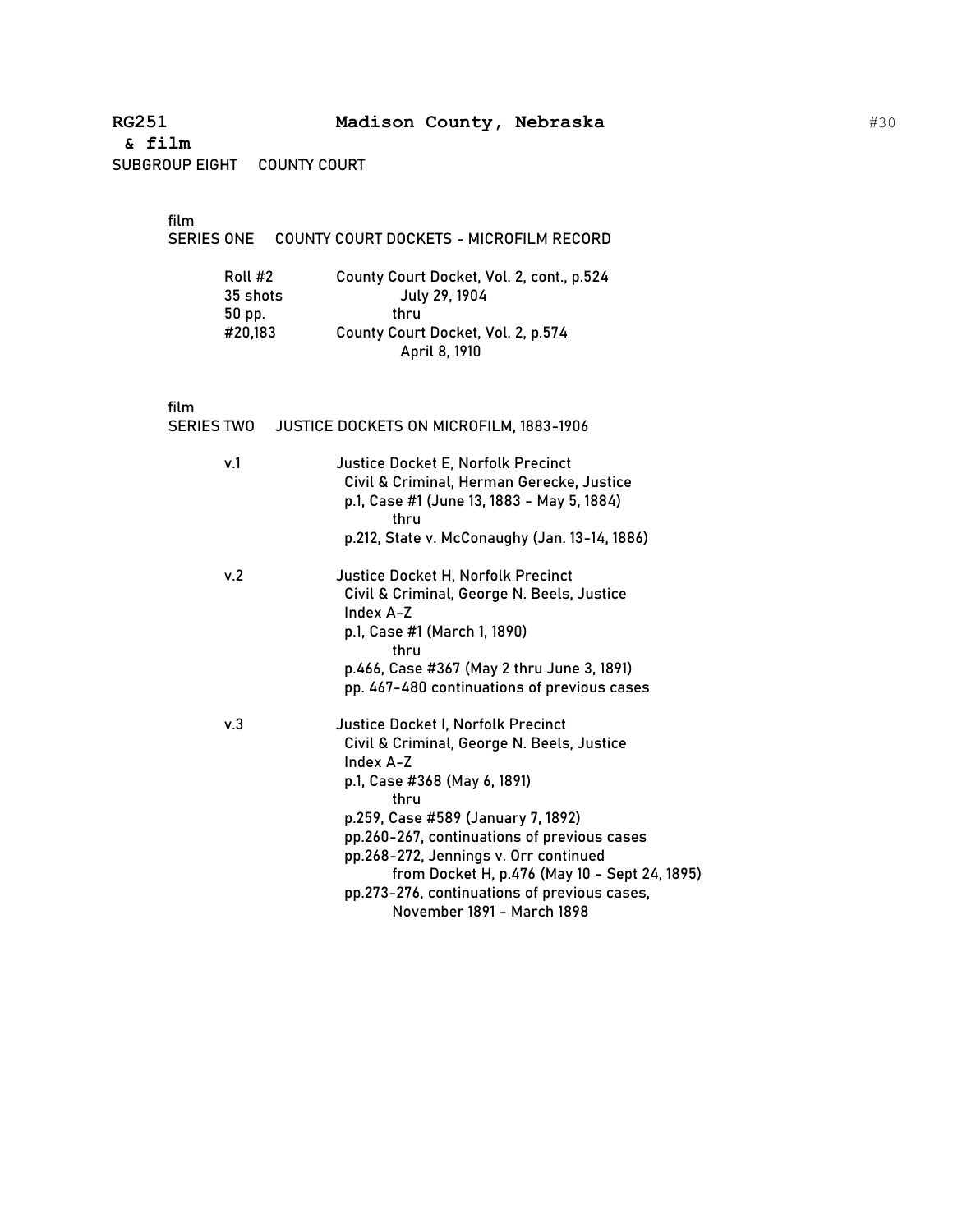**RG251** **Madison County, Nebraska**
**& film**
SUBGROUP EIGHT COUNTY COURT

film
SERIES ONE COUNTY COURT DOCKETS - MICROFILM RECORD

| | |
|---|---|
| Roll #2 | County Court Docket, Vol. 2, cont., p.524 |
| 35 shots | July 29, 1904 |
| 50 pp. | thru |
| #20,183 | County Court Docket, Vol. 2, p.574 |
| | April 8, 1910 |

film
SERIES TWO JUSTICE DOCKETS ON MICROFILM, 1883-1906

v.1 Justice Docket E, Norfolk Precinct
Civil & Criminal, Herman Gerecke, Justice
p.1, Case #1 (June 13, 1883 - May 5, 1884)
thru
p.212, State v. McConaughy (Jan. 13-14, 1886)

v.2 Justice Docket H, Norfolk Precinct
Civil & Criminal, George N. Beels, Justice
Index A-Z
p.1, Case #1 (March 1, 1890)
thru
p.466, Case #367 (May 2 thru June 3, 1891)
pp. 467-480 continuations of previous cases

v.3 Justice Docket I, Norfolk Precinct
Civil & Criminal, George N. Beels, Justice
Index A-Z
p.1, Case #368 (May 6, 1891)
thru
p.259, Case #589 (January 7, 1892)
pp.260-267, continuations of previous cases
pp.268-272, Jennings v. Orr continued
from Docket H, p.476 (May 10 - Sept 24, 1895)
pp.273-276, continuations of previous cases,
November 1891 - March 1898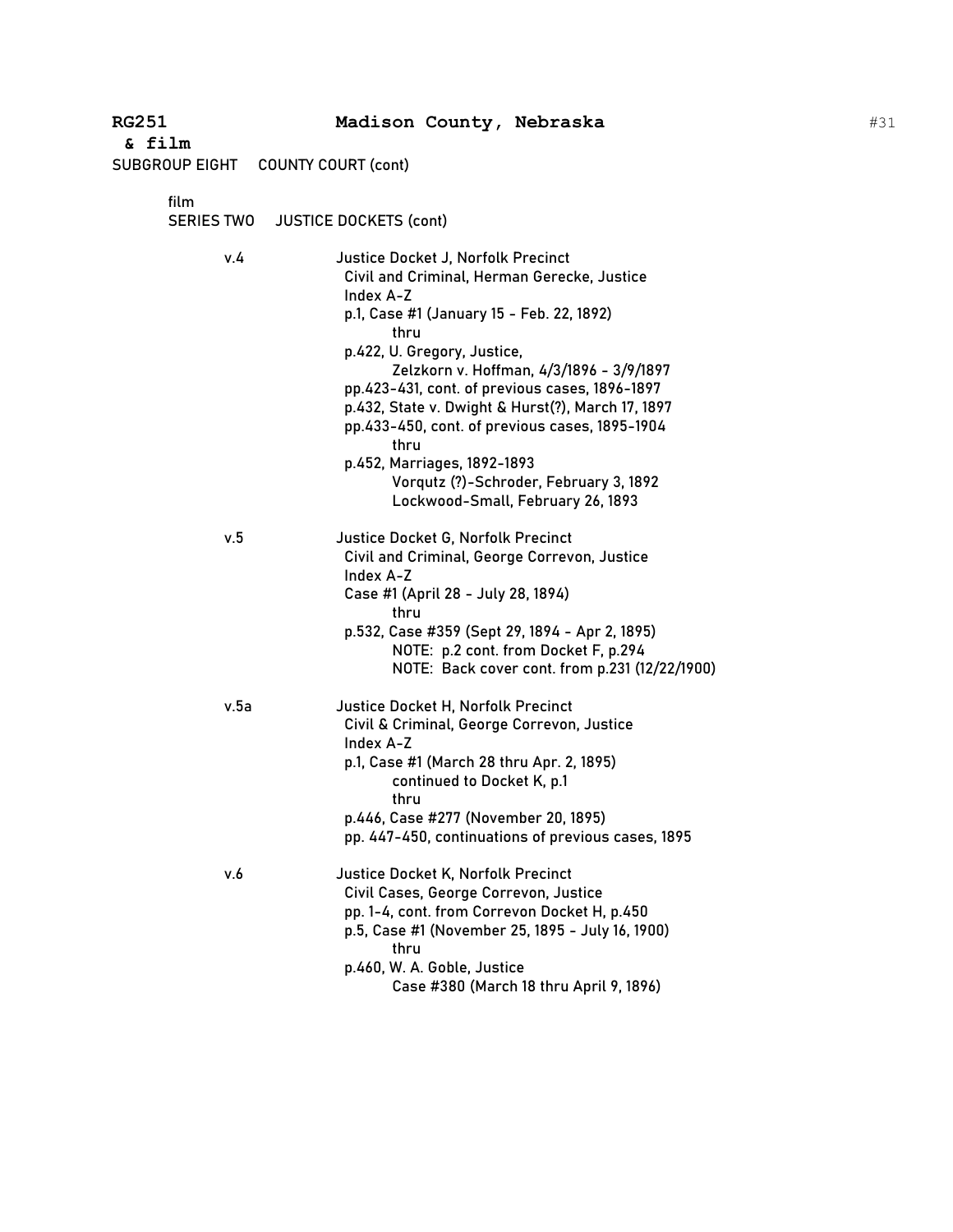**RG251** **Madison County, Nebraska**
**& film**

SUBGROUP EIGHT COUNTY COURT (cont)

film
SERIES TWO JUSTICE DOCKETS (cont)

v.4 Justice Docket J, Norfolk Precinct
- Civil and Criminal, Herman Gerecke, Justice
- Index A-Z
- p.1, Case #1 (January 15 - Feb. 22, 1892)
  - thru
- p.422, U. Gregory, Justice,
  - Zelzkorn v. Hoffman, 4/3/1896 - 3/9/1897
- pp.423-431, cont. of previous cases, 1896-1897
- p.432, State v. Dwight & Hurst(?), March 17, 1897
- pp.433-450, cont. of previous cases, 1895-1904
  - thru
- p.452, Marriages, 1892-1893
  - Vorqutz (?)-Schroder, February 3, 1892
  - Lockwood-Small, February 26, 1893

v.5 Justice Docket G, Norfolk Precinct
- Civil and Criminal, George Correvon, Justice
- Index A-Z
- Case #1 (April 28 - July 28, 1894)
  - thru
- p.532, Case #359 (Sept 29, 1894 - Apr 2, 1895)
  - NOTE: p.2 cont. from Docket F, p.294
  - NOTE: Back cover cont. from p.231 (12/22/1900)

v.5a Justice Docket H, Norfolk Precinct
- Civil & Criminal, George Correvon, Justice
- Index A-Z
- p.1, Case #1 (March 28 thru Apr. 2, 1895)
  - continued to Docket K, p.1
  - thru
- p.446, Case #277 (November 20, 1895)
- pp. 447-450, continuations of previous cases, 1895

v.6 Justice Docket K, Norfolk Precinct
- Civil Cases, George Correvon, Justice
- pp. 1-4, cont. from Correvon Docket H, p.450
- p.5, Case #1 (November 25, 1895 - July 16, 1900)
  - thru
- p.460, W. A. Goble, Justice
  - Case #380 (March 18 thru April 9, 1896)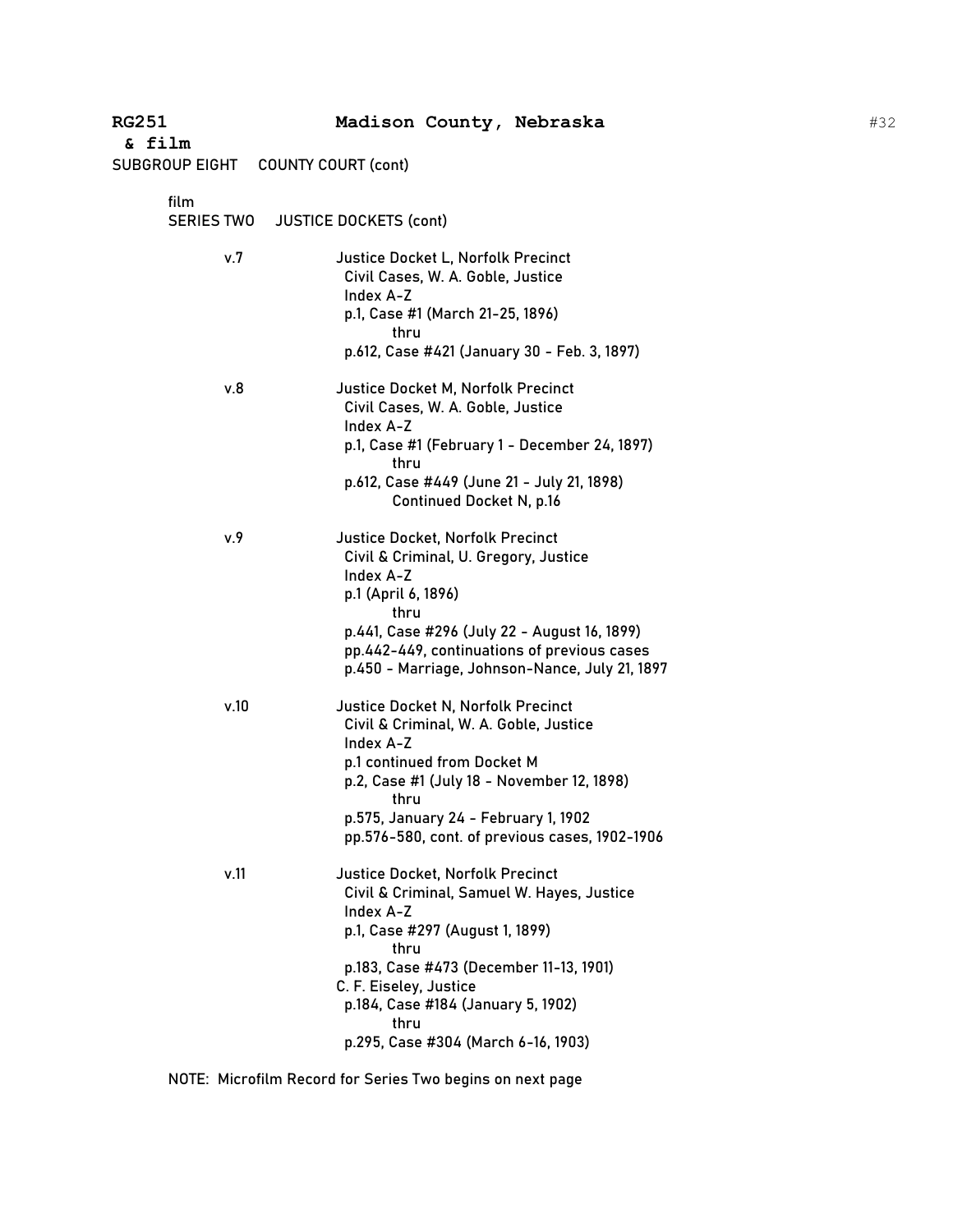**RG251 & film** **Madison County, Nebraska**

SUBGROUP EIGHT COUNTY COURT (cont)

film
SERIES TWO JUSTICE DOCKETS (cont)

v.7 Justice Docket L, Norfolk Precinct
Civil Cases, W. A. Goble, Justice
Index A-Z
p.1, Case #1 (March 21-25, 1896)
thru
p.612, Case #421 (January 30 - Feb. 3, 1897)

v.8 Justice Docket M, Norfolk Precinct
Civil Cases, W. A. Goble, Justice
Index A-Z
p.1, Case #1 (February 1 - December 24, 1897)
thru
p.612, Case #449 (June 21 - July 21, 1898)
Continued Docket N, p.16

v.9 Justice Docket, Norfolk Precinct
Civil & Criminal, U. Gregory, Justice
Index A-Z
p.1 (April 6, 1896)
thru
p.441, Case #296 (July 22 - August 16, 1899)
pp.442-449, continuations of previous cases
p.450 - Marriage, Johnson-Nance, July 21, 1897

v.10 Justice Docket N, Norfolk Precinct
Civil & Criminal, W. A. Goble, Justice
Index A-Z
p.1 continued from Docket M
p.2, Case #1 (July 18 - November 12, 1898)
thru
p.575, January 24 - February 1, 1902
pp.576-580, cont. of previous cases, 1902-1906

v.11 Justice Docket, Norfolk Precinct
Civil & Criminal, Samuel W. Hayes, Justice
Index A-Z
p.1, Case #297 (August 1, 1899)
thru
p.183, Case #473 (December 11-13, 1901)
C. F. Eiseley, Justice
p.184, Case #184 (January 5, 1902)
thru
p.295, Case #304 (March 6-16, 1903)

NOTE: Microfilm Record for Series Two begins on next page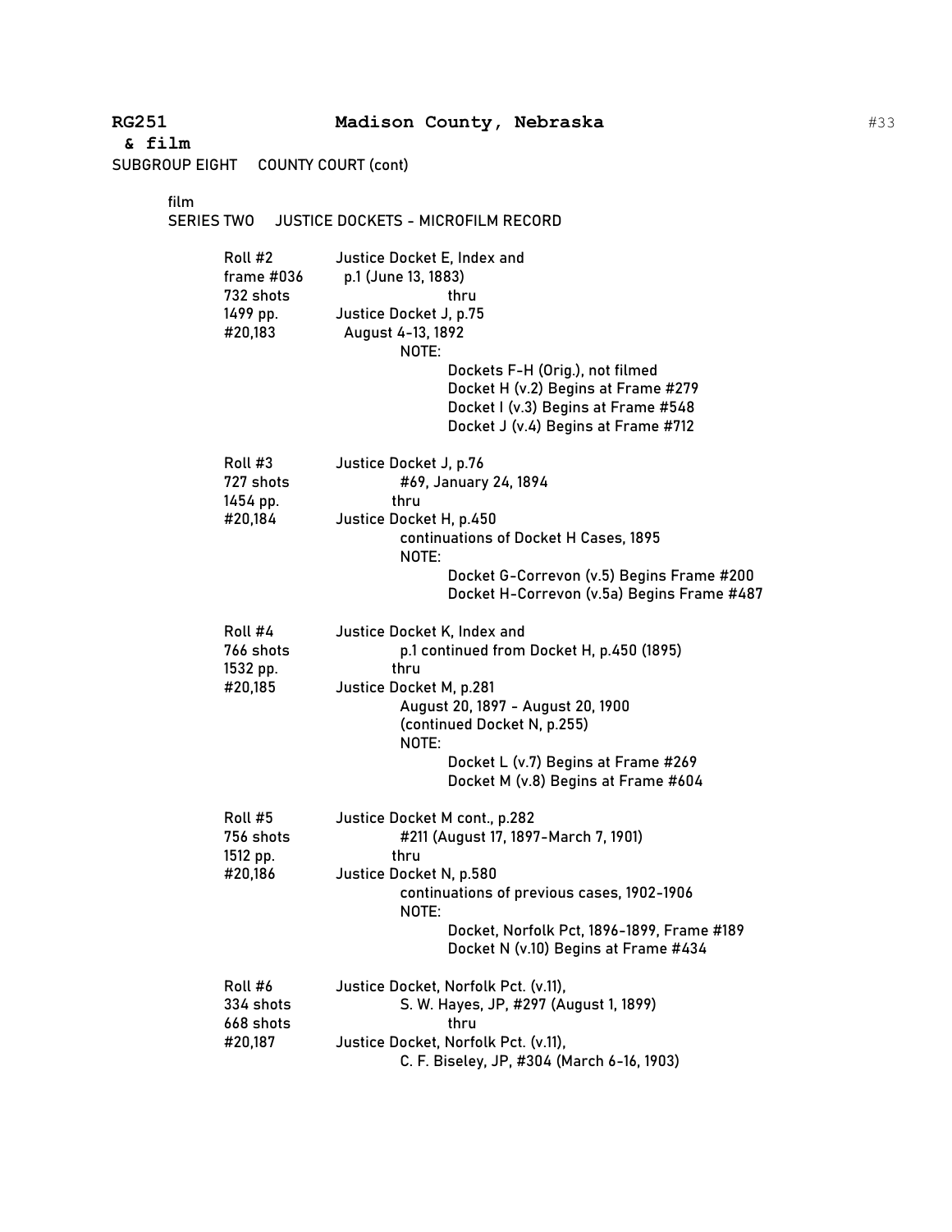**RG251** **Madison County, Nebraska**

**& film**

SUBGROUP EIGHT COUNTY COURT (cont)

film

SERIES TWO JUSTICE DOCKETS - MICROFILM RECORD

| | |
|---|---|
| Roll #2<br>frame #036<br>732 shots<br>1499 pp.<br>#20,183 | Justice Docket E, Index and<br>p.1 (June 13, 1883)<br>thru<br>Justice Docket J, p.75<br>August 4-13, 1892<br>NOTE:<br>Dockets F-H (Orig.), not filmed<br>Docket H (v.2) Begins at Frame #279<br>Docket I (v.3) Begins at Frame #548<br>Docket J (v.4) Begins at Frame #712 |
| Roll #3<br>727 shots<br>1454 pp.<br>#20,184 | Justice Docket J, p.76<br>#69, January 24, 1894<br>thru<br>Justice Docket H, p.450<br>continuations of Docket H Cases, 1895<br>NOTE:<br>Docket G-Correvon (v.5) Begins Frame #200<br>Docket H-Correvon (v.5a) Begins Frame #487 |
| Roll #4<br>766 shots<br>1532 pp.<br>#20,185 | Justice Docket K, Index and<br>p.1 continued from Docket H, p.450 (1895)<br>thru<br>Justice Docket M, p.281<br>August 20, 1897 - August 20, 1900<br>(continued Docket N, p.255)<br>NOTE:<br>Docket L (v.7) Begins at Frame #269<br>Docket M (v.8) Begins at Frame #604 |
| Roll #5<br>756 shots<br>1512 pp.<br>#20,186 | Justice Docket M cont., p.282<br>#211 (August 17, 1897-March 7, 1901)<br>thru<br>Justice Docket N, p.580<br>continuations of previous cases, 1902-1906<br>NOTE:<br>Docket, Norfolk Pct, 1896-1899, Frame #189<br>Docket N (v.10) Begins at Frame #434 |
| Roll #6<br>334 shots<br>668 shots<br>#20,187 | Justice Docket, Norfolk Pct. (v.11),<br>S. W. Hayes, JP, #297 (August 1, 1899)<br>thru<br>Justice Docket, Norfolk Pct. (v.11),<br>C. F. Biseley, JP, #304 (March 6-16, 1903) |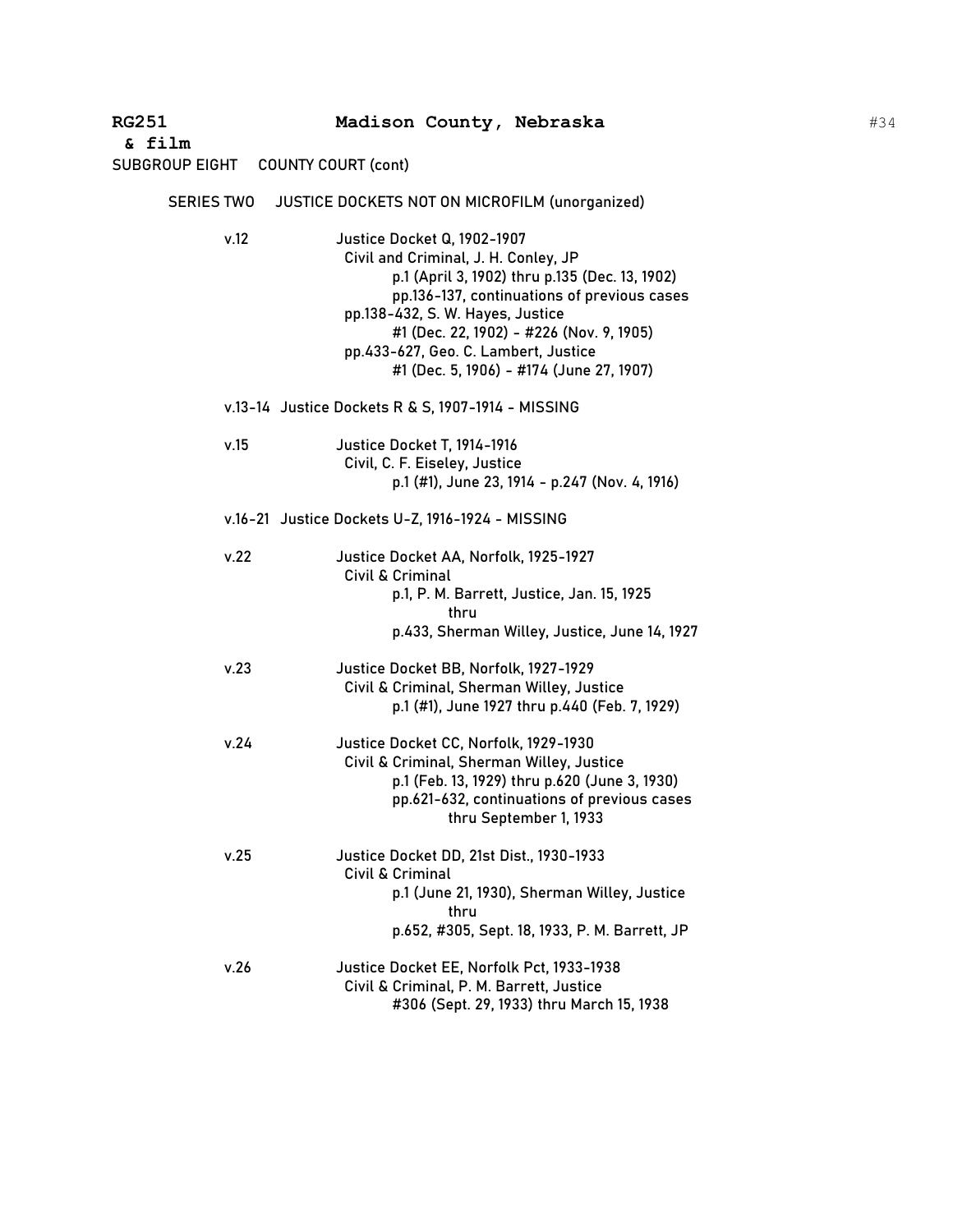**RG251 Madison County, Nebraska**
**& film**

SUBGROUP EIGHT COUNTY COURT (cont)

SERIES TWO JUSTICE DOCKETS NOT ON MICROFILM (unorganized)

v.12 Justice Docket Q, 1902-1907
Civil and Criminal, J. H. Conley, JP
p.1 (April 3, 1902) thru p.135 (Dec. 13, 1902)
pp.136-137, continuations of previous cases
pp.138-432, S. W. Hayes, Justice
#1 (Dec. 22, 1902) - #226 (Nov. 9, 1905)
pp.433-627, Geo. C. Lambert, Justice
#1 (Dec. 5, 1906) - #174 (June 27, 1907)

v.13-14 Justice Dockets R & S, 1907-1914 - MISSING

v.15 Justice Docket T, 1914-1916
Civil, C. F. Eiseley, Justice
p.1 (#1), June 23, 1914 - p.247 (Nov. 4, 1916)

v.16-21 Justice Dockets U-Z, 1916-1924 - MISSING

v.22 Justice Docket AA, Norfolk, 1925-1927
Civil & Criminal
p.1, P. M. Barrett, Justice, Jan. 15, 1925
thru
p.433, Sherman Willey, Justice, June 14, 1927

v.23 Justice Docket BB, Norfolk, 1927-1929
Civil & Criminal, Sherman Willey, Justice
p.1 (#1), June 1927 thru p.440 (Feb. 7, 1929)

v.24 Justice Docket CC, Norfolk, 1929-1930
Civil & Criminal, Sherman Willey, Justice
p.1 (Feb. 13, 1929) thru p.620 (June 3, 1930)
pp.621-632, continuations of previous cases
thru September 1, 1933

v.25 Justice Docket DD, 21st Dist., 1930-1933
Civil & Criminal
p.1 (June 21, 1930), Sherman Willey, Justice
thru
p.652, #305, Sept. 18, 1933, P. M. Barrett, JP

v.26 Justice Docket EE, Norfolk Pct, 1933-1938
Civil & Criminal, P. M. Barrett, Justice
#306 (Sept. 29, 1933) thru March 15, 1938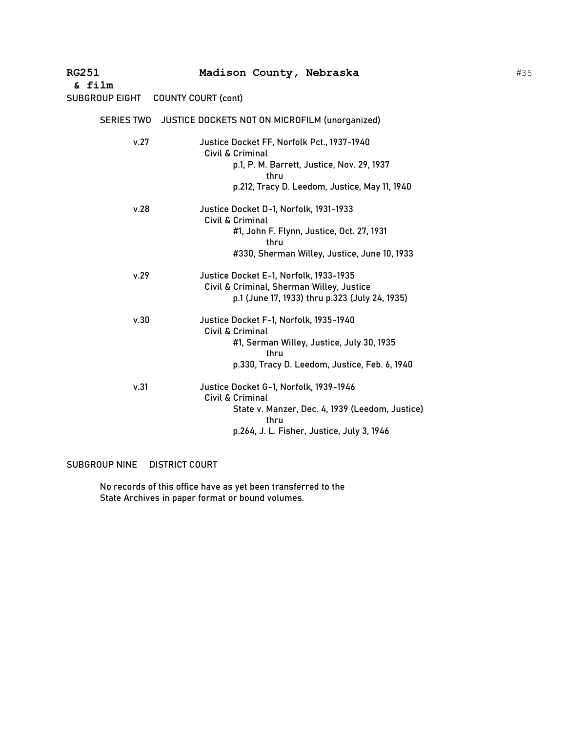**RG251 & film** **Madison County, Nebraska**

SUBGROUP EIGHT COUNTY COURT (cont)

SERIES TWO JUSTICE DOCKETS NOT ON MICROFILM (unorganized)

v.27 Justice Docket FF, Norfolk Pct., 1937-1940
Civil & Criminal
p.1, P. M. Barrett, Justice, Nov. 29, 1937
thru
p.212, Tracy D. Leedom, Justice, May 11, 1940

v.28 Justice Docket D-1, Norfolk, 1931-1933
Civil & Criminal
#1, John F. Flynn, Justice, Oct. 27, 1931
thru
#330, Sherman Willey, Justice, June 10, 1933

v.29 Justice Docket E-1, Norfolk, 1933-1935
Civil & Criminal, Sherman Willey, Justice
p.1 (June 17, 1933) thru p.323 (July 24, 1935)

v.30 Justice Docket F-1, Norfolk, 1935-1940
Civil & Criminal
#1, Serman Willey, Justice, July 30, 1935
thru
p.330, Tracy D. Leedom, Justice, Feb. 6, 1940

v.31 Justice Docket G-1, Norfolk, 1939-1946
Civil & Criminal
State v. Manzer, Dec. 4, 1939 (Leedom, Justice)
thru
p.264, J. L. Fisher, Justice, July 3, 1946

SUBGROUP NINE DISTRICT COURT

No records of this office have as yet been transferred to the State Archives in paper format or bound volumes.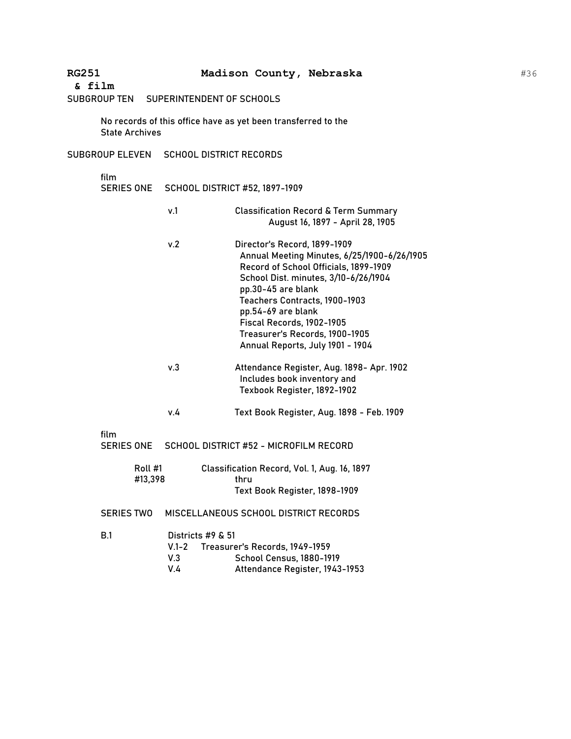**RG251 Madison County, Nebraska**
**& film**

SUBGROUP TEN SUPERINTENDENT OF SCHOOLS

No records of this office have as yet been transferred to the State Archives

SUBGROUP ELEVEN SCHOOL DISTRICT RECORDS

film
SERIES ONE SCHOOL DISTRICT #52, 1897-1909

v.1 Classification Record & Term Summary
August 16, 1897 - April 28, 1905

v.2 Director's Record, 1899-1909
Annual Meeting Minutes, 6/25/1900-6/26/1905
Record of School Officials, 1899-1909
School Dist. minutes, 3/10-6/26/1904
pp.30-45 are blank
Teachers Contracts, 1900-1903
pp.54-69 are blank
Fiscal Records, 1902-1905
Treasurer's Records, 1900-1905
Annual Reports, July 1901 - 1904

v.3 Attendance Register, Aug. 1898- Apr. 1902
Includes book inventory and
Texbook Register, 1892-1902

v.4 Text Book Register, Aug. 1898 - Feb. 1909

film
SERIES ONE SCHOOL DISTRICT #52 - MICROFILM RECORD

Roll #1 #13,398 Classification Record, Vol. 1, Aug. 16, 1897
thru
Text Book Register, 1898-1909

SERIES TWO MISCELLANEOUS SCHOOL DISTRICT RECORDS

B.1 Districts #9 & 51
V.1-2 Treasurer's Records, 1949-1959
V.3 School Census, 1880-1919
V.4 Attendance Register, 1943-1953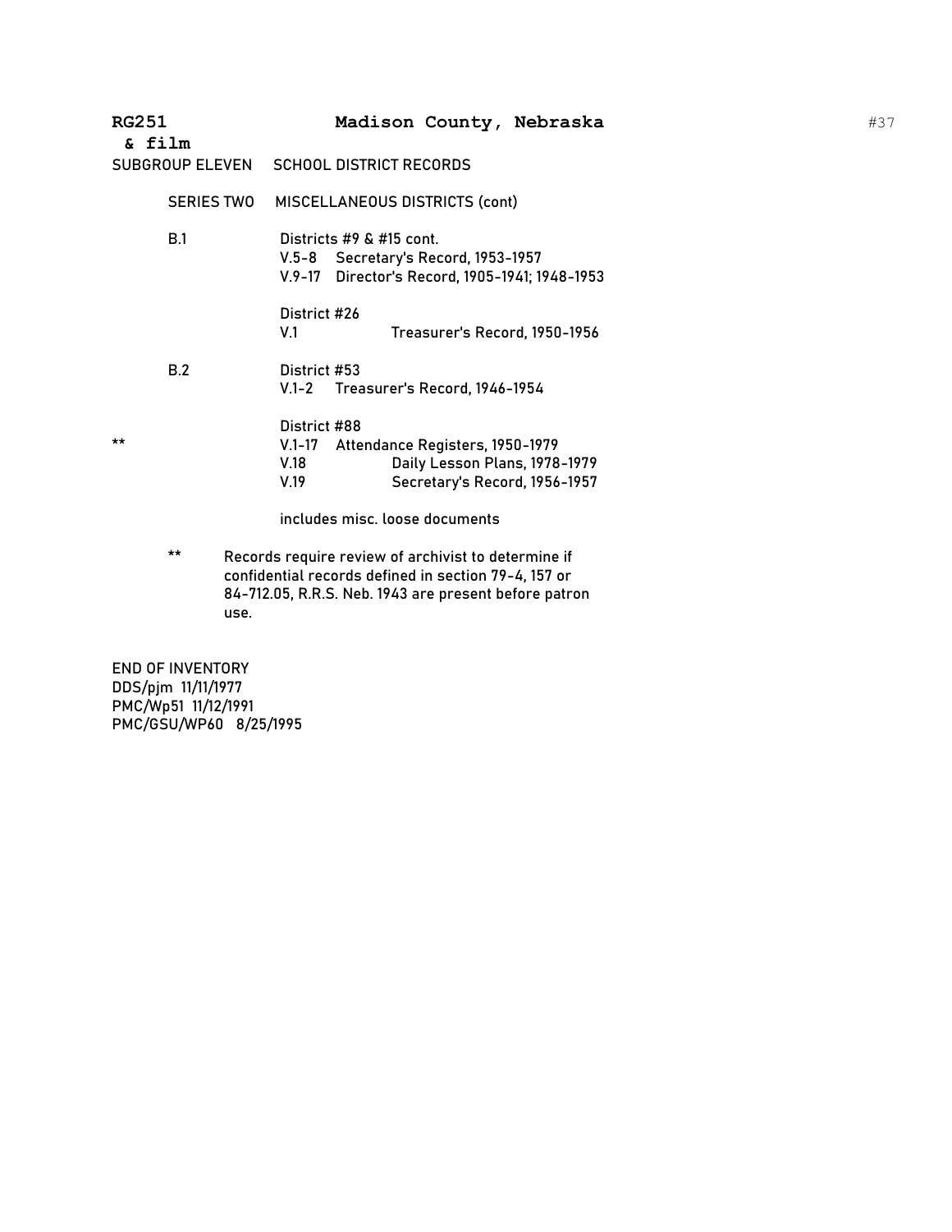**RG251 & film** **Madison County, Nebraska**

SUBGROUP ELEVEN SCHOOL DISTRICT RECORDS

SERIES TWO MISCELLANEOUS DISTRICTS (cont)

B.1 Districts #9 & #15 cont.
V.5-8 Secretary's Record, 1953-1957
V.9-17 Director's Record, 1905-1941; 1948-1953

District #26
V.1 Treasurer's Record, 1950-1956

B.2 District #53
V.1-2 Treasurer's Record, 1946-1954

District #88
** V.1-17 Attendance Registers, 1950-1979
V.18 Daily Lesson Plans, 1978-1979
V.19 Secretary's Record, 1956-1957

includes misc. loose documents

** Records require review of archivist to determine if confidential records defined in section 79-4, 157 or 84-712.05, R.R.S. Neb. 1943 are present before patron use.

END OF INVENTORY
DDS/pjm 11/11/1977
PMC/Wp51 11/12/1991
PMC/GSU/WP60 8/25/1995